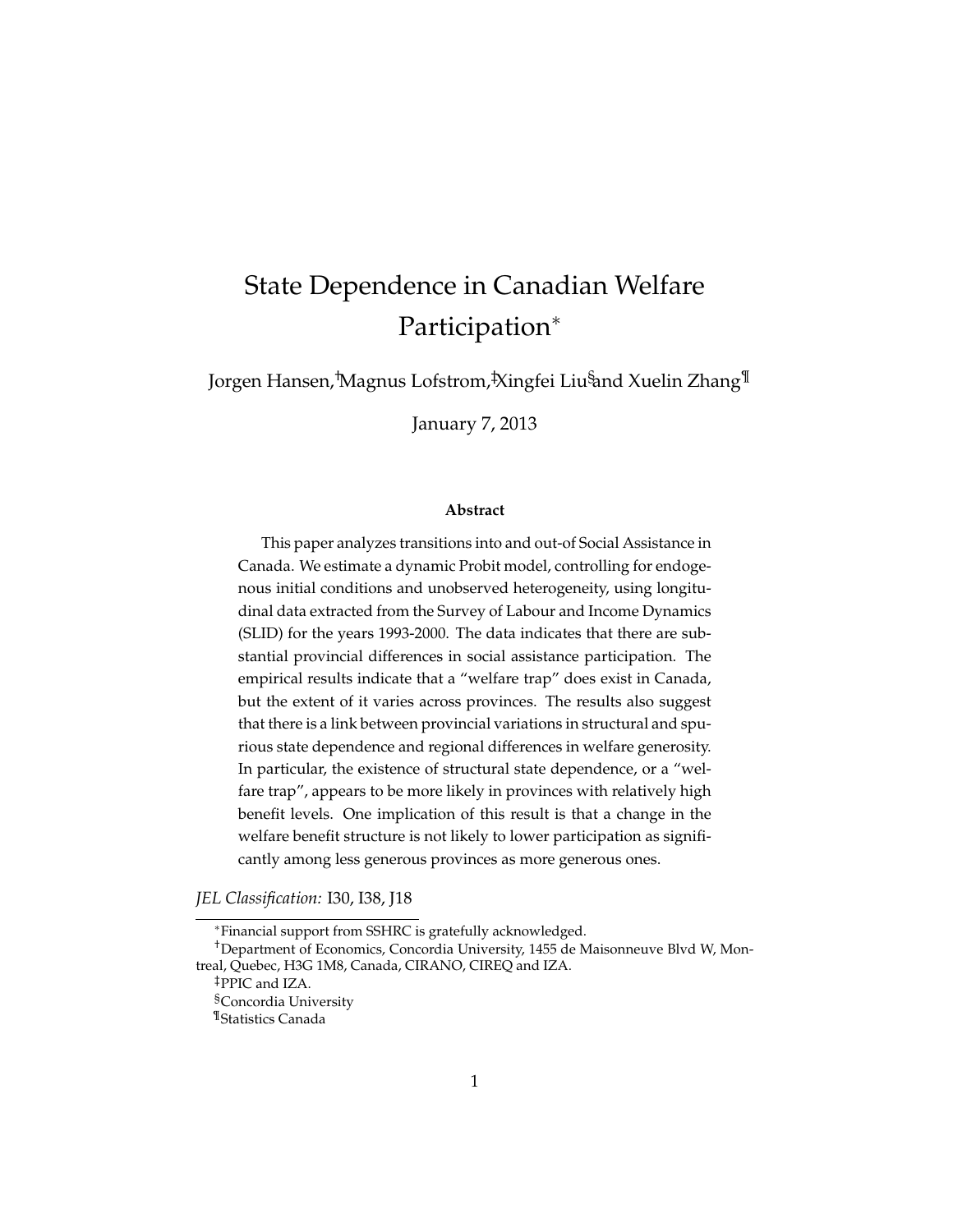# State Dependence in Canadian Welfare Participation*

Jorgen Hansen,[†] Magnus Lofstrom,[‡] Xingfei Liu[§] and Xuelin Zhang[¶]

January 7, 2013

### Abstract

This paper analyzes transitions into and out-of Social Assistance in Canada. We estimate a dynamic Probit model, controlling for endogenous initial conditions and unobserved heterogeneity, using longitudinal data extracted from the Survey of Labour and Income Dynamics (SLID) for the years 1993-2000. The data indicates that there are substantial provincial differences in social assistance participation. The empirical results indicate that a "welfare trap" does exist in Canada, but the extent of it varies across provinces. The results also suggest that there is a link between provincial variations in structural and spurious state dependence and regional differences in welfare generosity. In particular, the existence of structural state dependence, or a "welfare trap", appears to be more likely in provinces with relatively high benefit levels. One implication of this result is that a change in the welfare benefit structure is not likely to lower participation as significantly among less generous provinces as more generous ones.

*JEL Classification:* I30, I38, J18

*Financial support from SSHRC is gratefully acknowledged.

[†]Department of Economics, Concordia University, 1455 de Maisonneuve Blvd W, Montreal, Quebec, H3G 1M8, Canada, CIRANO, CIREQ and IZA.

[‡]PPIC and IZA.

[§]Concordia University

[¶]Statistics Canada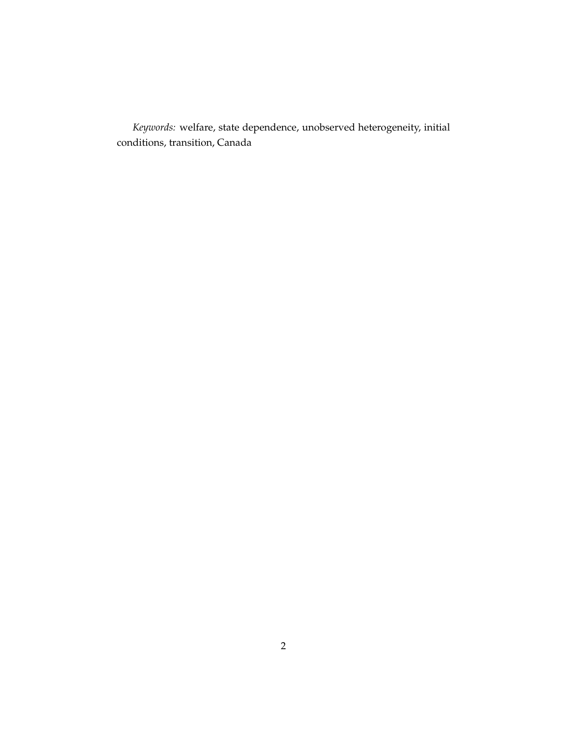*Keywords:* welfare, state dependence, unobserved heterogeneity, initial conditions, transition, Canada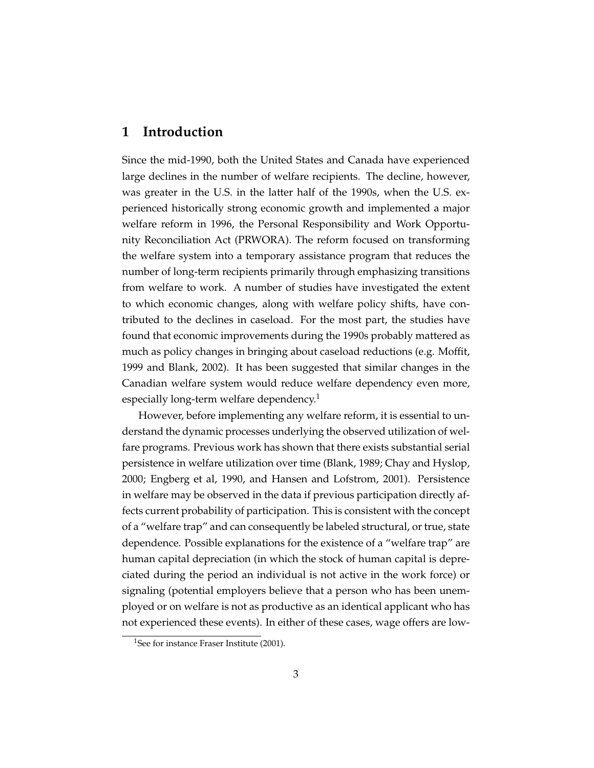# 1 Introduction

Since the mid-1990, both the United States and Canada have experienced large declines in the number of welfare recipients. The decline, however, was greater in the U.S. in the latter half of the 1990s, when the U.S. experienced historically strong economic growth and implemented a major welfare reform in 1996, the Personal Responsibility and Work Opportunity Reconciliation Act (PRWORA). The reform focused on transforming the welfare system into a temporary assistance program that reduces the number of long-term recipients primarily through emphasizing transitions from welfare to work. A number of studies have investigated the extent to which economic changes, along with welfare policy shifts, have contributed to the declines in caseload. For the most part, the studies have found that economic improvements during the 1990s probably mattered as much as policy changes in bringing about caseload reductions (e.g. Moffit, 1999 and Blank, 2002). It has been suggested that similar changes in the Canadian welfare system would reduce welfare dependency even more, especially long-term welfare dependency.[1]

However, before implementing any welfare reform, it is essential to understand the dynamic processes underlying the observed utilization of welfare programs. Previous work has shown that there exists substantial serial persistence in welfare utilization over time (Blank, 1989; Chay and Hyslop, 2000; Engberg et al, 1990, and Hansen and Lofstrom, 2001). Persistence in welfare may be observed in the data if previous participation directly affects current probability of participation. This is consistent with the concept of a "welfare trap" and can consequently be labeled structural, or true, state dependence. Possible explanations for the existence of a "welfare trap" are human capital depreciation (in which the stock of human capital is depreciated during the period an individual is not active in the work force) or signaling (potential employers believe that a person who has been unemployed or on welfare is not as productive as an identical applicant who has not experienced these events). In either of these cases, wage offers are low-

[1] See for instance Fraser Institute (2001).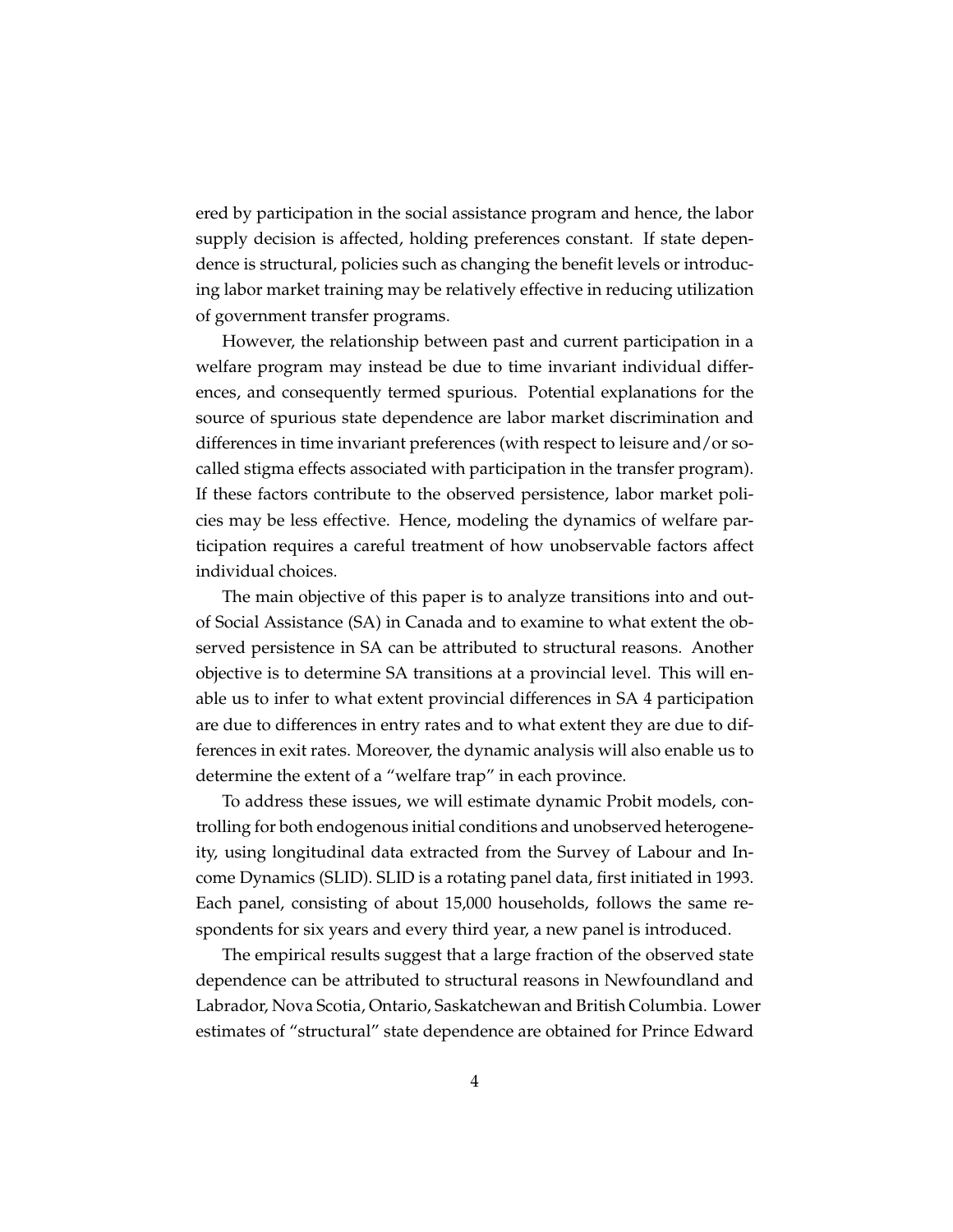ered by participation in the social assistance program and hence, the labor supply decision is affected, holding preferences constant. If state dependence is structural, policies such as changing the benefit levels or introducing labor market training may be relatively effective in reducing utilization of government transfer programs.

However, the relationship between past and current participation in a welfare program may instead be due to time invariant individual differences, and consequently termed spurious. Potential explanations for the source of spurious state dependence are labor market discrimination and differences in time invariant preferences (with respect to leisure and/or so-called stigma effects associated with participation in the transfer program). If these factors contribute to the observed persistence, labor market policies may be less effective. Hence, modeling the dynamics of welfare participation requires a careful treatment of how unobservable factors affect individual choices.

The main objective of this paper is to analyze transitions into and out-of Social Assistance (SA) in Canada and to examine to what extent the observed persistence in SA can be attributed to structural reasons. Another objective is to determine SA transitions at a provincial level. This will enable us to infer to what extent provincial differences in SA 4 participation are due to differences in entry rates and to what extent they are due to differences in exit rates. Moreover, the dynamic analysis will also enable us to determine the extent of a "welfare trap" in each province.

To address these issues, we will estimate dynamic Probit models, controlling for both endogenous initial conditions and unobserved heterogeneity, using longitudinal data extracted from the Survey of Labour and Income Dynamics (SLID). SLID is a rotating panel data, first initiated in 1993. Each panel, consisting of about 15,000 households, follows the same respondents for six years and every third year, a new panel is introduced.

The empirical results suggest that a large fraction of the observed state dependence can be attributed to structural reasons in Newfoundland and Labrador, Nova Scotia, Ontario, Saskatchewan and British Columbia. Lower estimates of "structural" state dependence are obtained for Prince Edward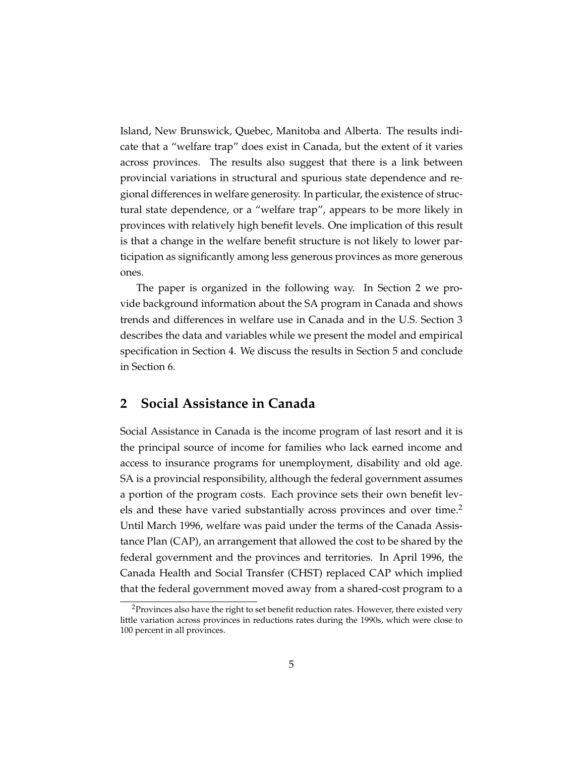Island, New Brunswick, Quebec, Manitoba and Alberta. The results indicate that a "welfare trap" does exist in Canada, but the extent of it varies across provinces. The results also suggest that there is a link between provincial variations in structural and spurious state dependence and regional differences in welfare generosity. In particular, the existence of structural state dependence, or a "welfare trap", appears to be more likely in provinces with relatively high benefit levels. One implication of this result is that a change in the welfare benefit structure is not likely to lower participation as significantly among less generous provinces as more generous ones.

The paper is organized in the following way. In Section 2 we provide background information about the SA program in Canada and shows trends and differences in welfare use in Canada and in the U.S. Section 3 describes the data and variables while we present the model and empirical specification in Section 4. We discuss the results in Section 5 and conclude in Section 6.

## 2 Social Assistance in Canada

Social Assistance in Canada is the income program of last resort and it is the principal source of income for families who lack earned income and access to insurance programs for unemployment, disability and old age. SA is a provincial responsibility, although the federal government assumes a portion of the program costs. Each province sets their own benefit levels and these have varied substantially across provinces and over time.[2] Until March 1996, welfare was paid under the terms of the Canada Assistance Plan (CAP), an arrangement that allowed the cost to be shared by the federal government and the provinces and territories. In April 1996, the Canada Health and Social Transfer (CHST) replaced CAP which implied that the federal government moved away from a shared-cost program to a

[2] Provinces also have the right to set benefit reduction rates. However, there existed very little variation across provinces in reductions rates during the 1990s, which were close to 100 percent in all provinces.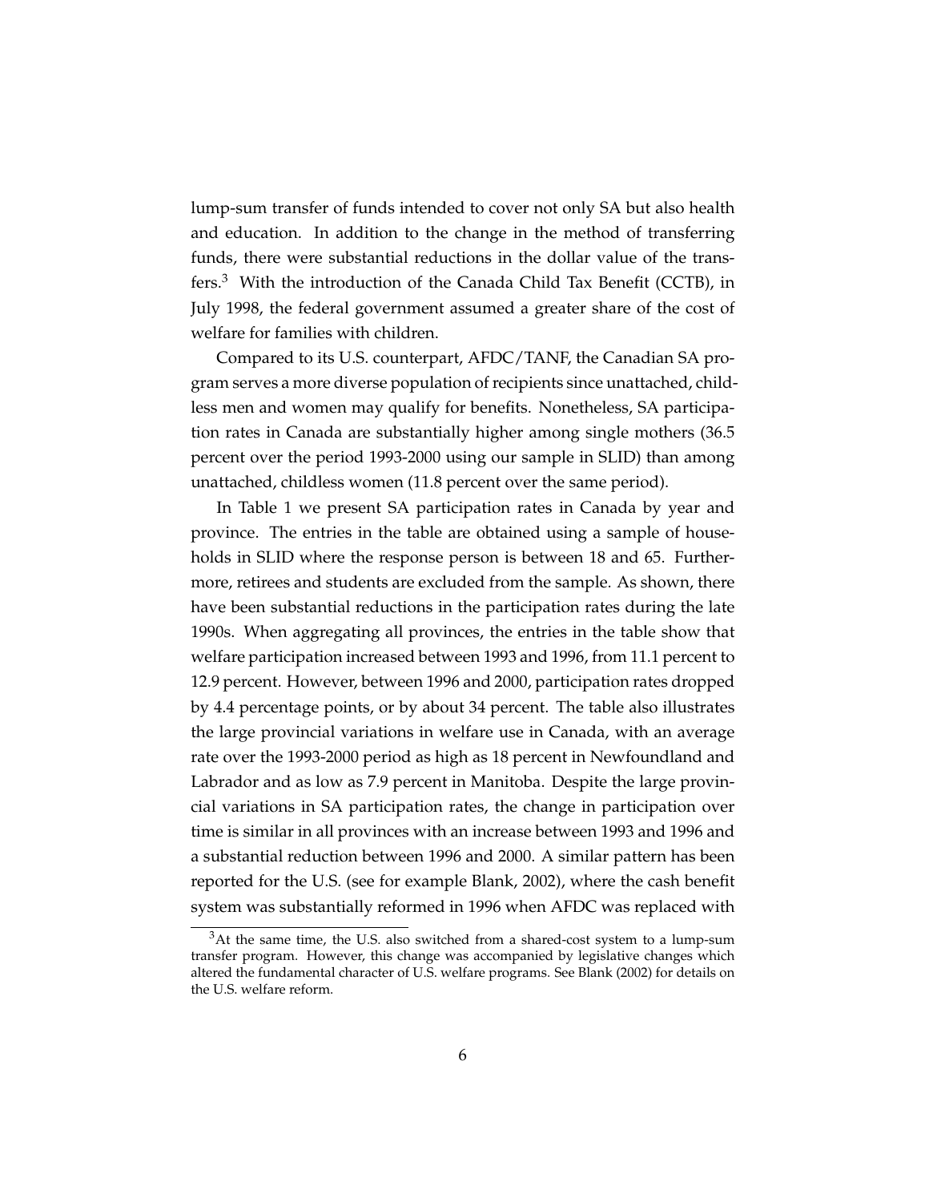lump-sum transfer of funds intended to cover not only SA but also health and education. In addition to the change in the method of transferring funds, there were substantial reductions in the dollar value of the transfers.[3] With the introduction of the Canada Child Tax Benefit (CCTB), in July 1998, the federal government assumed a greater share of the cost of welfare for families with children.

Compared to its U.S. counterpart, AFDC/TANF, the Canadian SA program serves a more diverse population of recipients since unattached, childless men and women may qualify for benefits. Nonetheless, SA participation rates in Canada are substantially higher among single mothers (36.5 percent over the period 1993-2000 using our sample in SLID) than among unattached, childless women (11.8 percent over the same period).

In Table 1 we present SA participation rates in Canada by year and province. The entries in the table are obtained using a sample of households in SLID where the response person is between 18 and 65. Furthermore, retirees and students are excluded from the sample. As shown, there have been substantial reductions in the participation rates during the late 1990s. When aggregating all provinces, the entries in the table show that welfare participation increased between 1993 and 1996, from 11.1 percent to 12.9 percent. However, between 1996 and 2000, participation rates dropped by 4.4 percentage points, or by about 34 percent. The table also illustrates the large provincial variations in welfare use in Canada, with an average rate over the 1993-2000 period as high as 18 percent in Newfoundland and Labrador and as low as 7.9 percent in Manitoba. Despite the large provincial variations in SA participation rates, the change in participation over time is similar in all provinces with an increase between 1993 and 1996 and a substantial reduction between 1996 and 2000. A similar pattern has been reported for the U.S. (see for example Blank, 2002), where the cash benefit system was substantially reformed in 1996 when AFDC was replaced with

[3] At the same time, the U.S. also switched from a shared-cost system to a lump-sum transfer program. However, this change was accompanied by legislative changes which altered the fundamental character of U.S. welfare programs. See Blank (2002) for details on the U.S. welfare reform.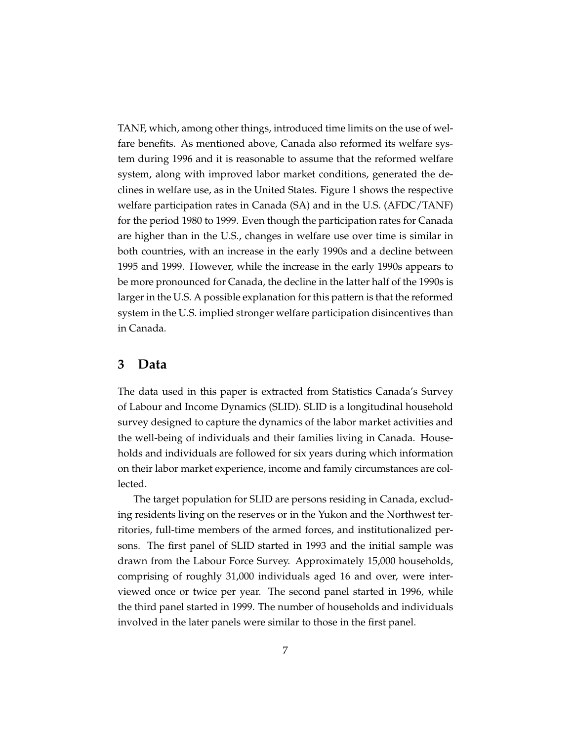TANF, which, among other things, introduced time limits on the use of welfare benefits. As mentioned above, Canada also reformed its welfare system during 1996 and it is reasonable to assume that the reformed welfare system, along with improved labor market conditions, generated the declines in welfare use, as in the United States. Figure 1 shows the respective welfare participation rates in Canada (SA) and in the U.S. (AFDC/TANF) for the period 1980 to 1999. Even though the participation rates for Canada are higher than in the U.S., changes in welfare use over time is similar in both countries, with an increase in the early 1990s and a decline between 1995 and 1999. However, while the increase in the early 1990s appears to be more pronounced for Canada, the decline in the latter half of the 1990s is larger in the U.S. A possible explanation for this pattern is that the reformed system in the U.S. implied stronger welfare participation disincentives than in Canada.

## 3 Data

The data used in this paper is extracted from Statistics Canada's Survey of Labour and Income Dynamics (SLID). SLID is a longitudinal household survey designed to capture the dynamics of the labor market activities and the well-being of individuals and their families living in Canada. Households and individuals are followed for six years during which information on their labor market experience, income and family circumstances are collected.

The target population for SLID are persons residing in Canada, excluding residents living on the reserves or in the Yukon and the Northwest territories, full-time members of the armed forces, and institutionalized persons. The first panel of SLID started in 1993 and the initial sample was drawn from the Labour Force Survey. Approximately 15,000 households, comprising of roughly 31,000 individuals aged 16 and over, were interviewed once or twice per year. The second panel started in 1996, while the third panel started in 1999. The number of households and individuals involved in the later panels were similar to those in the first panel.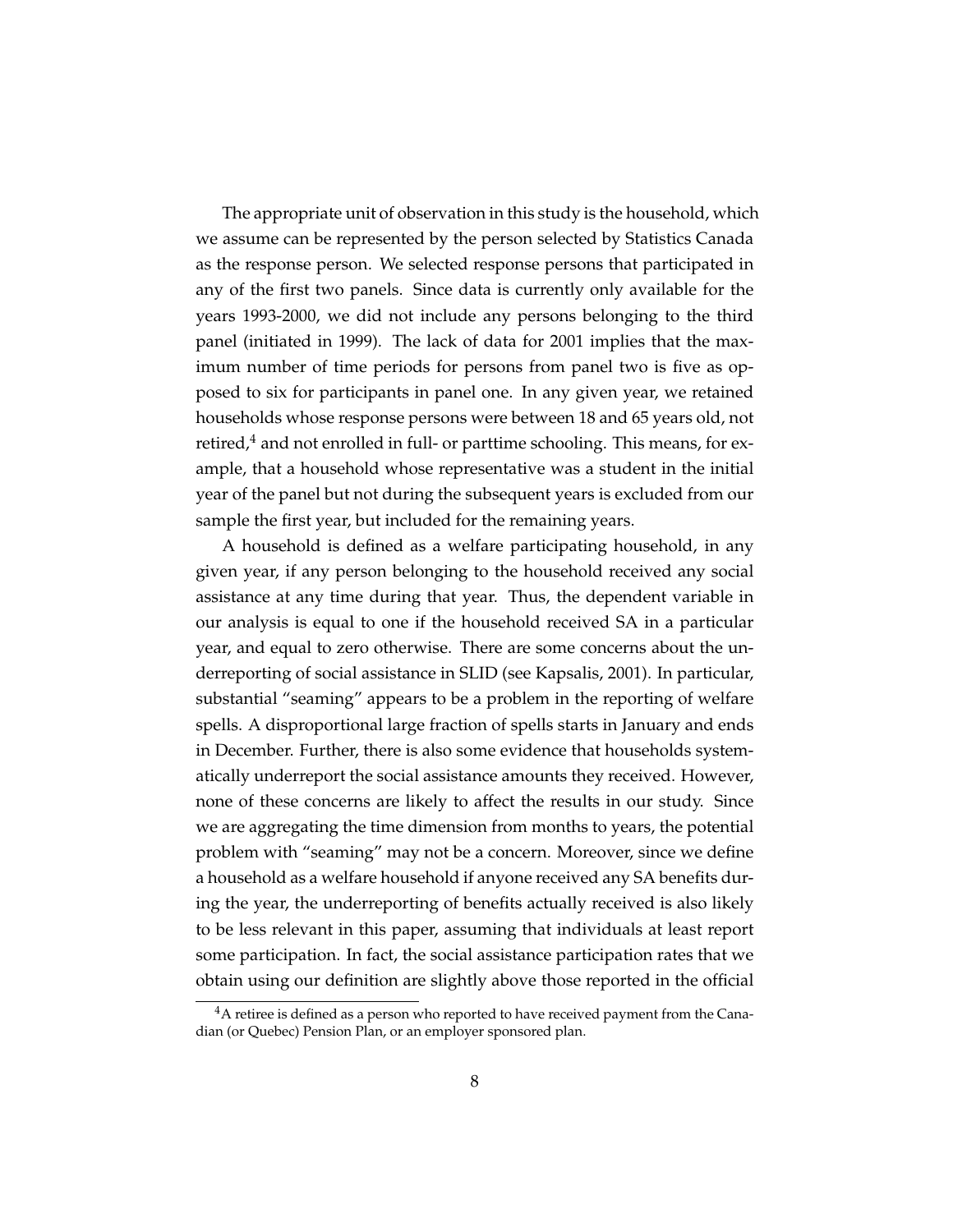The appropriate unit of observation in this study is the household, which we assume can be represented by the person selected by Statistics Canada as the response person. We selected response persons that participated in any of the first two panels. Since data is currently only available for the years 1993-2000, we did not include any persons belonging to the third panel (initiated in 1999). The lack of data for 2001 implies that the maximum number of time periods for persons from panel two is five as opposed to six for participants in panel one. In any given year, we retained households whose response persons were between 18 and 65 years old, not retired,[4] and not enrolled in full- or parttime schooling. This means, for example, that a household whose representative was a student in the initial year of the panel but not during the subsequent years is excluded from our sample the first year, but included for the remaining years.

A household is defined as a welfare participating household, in any given year, if any person belonging to the household received any social assistance at any time during that year. Thus, the dependent variable in our analysis is equal to one if the household received SA in a particular year, and equal to zero otherwise. There are some concerns about the underreporting of social assistance in SLID (see Kapsalis, 2001). In particular, substantial "seaming" appears to be a problem in the reporting of welfare spells. A disproportional large fraction of spells starts in January and ends in December. Further, there is also some evidence that households systematically underreport the social assistance amounts they received. However, none of these concerns are likely to affect the results in our study. Since we are aggregating the time dimension from months to years, the potential problem with "seaming" may not be a concern. Moreover, since we define a household as a welfare household if anyone received any SA benefits during the year, the underreporting of benefits actually received is also likely to be less relevant in this paper, assuming that individuals at least report some participation. In fact, the social assistance participation rates that we obtain using our definition are slightly above those reported in the official

[4] A retiree is defined as a person who reported to have received payment from the Canadian (or Quebec) Pension Plan, or an employer sponsored plan.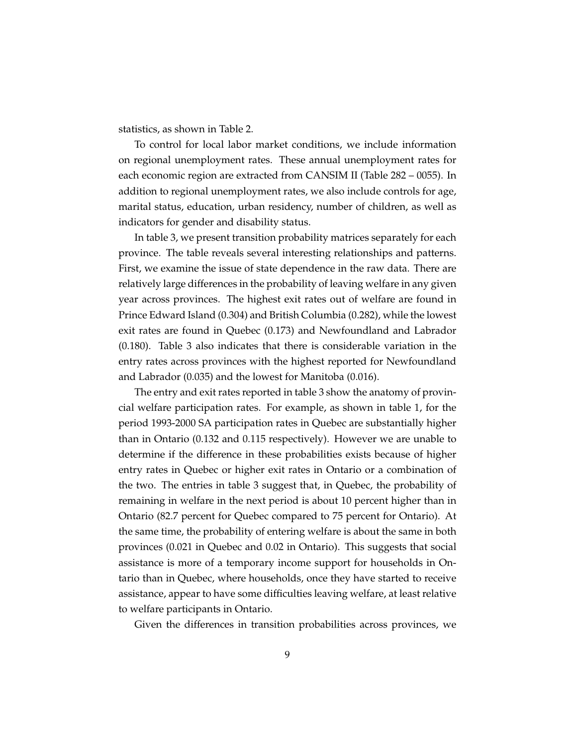statistics, as shown in Table 2.

To control for local labor market conditions, we include information on regional unemployment rates. These annual unemployment rates for each economic region are extracted from CANSIM II (Table 282 – 0055). In addition to regional unemployment rates, we also include controls for age, marital status, education, urban residency, number of children, as well as indicators for gender and disability status.

In table 3, we present transition probability matrices separately for each province. The table reveals several interesting relationships and patterns. First, we examine the issue of state dependence in the raw data. There are relatively large differences in the probability of leaving welfare in any given year across provinces. The highest exit rates out of welfare are found in Prince Edward Island (0.304) and British Columbia (0.282), while the lowest exit rates are found in Quebec (0.173) and Newfoundland and Labrador (0.180). Table 3 also indicates that there is considerable variation in the entry rates across provinces with the highest reported for Newfoundland and Labrador (0.035) and the lowest for Manitoba (0.016).

The entry and exit rates reported in table 3 show the anatomy of provincial welfare participation rates. For example, as shown in table 1, for the period 1993-2000 SA participation rates in Quebec are substantially higher than in Ontario (0.132 and 0.115 respectively). However we are unable to determine if the difference in these probabilities exists because of higher entry rates in Quebec or higher exit rates in Ontario or a combination of the two. The entries in table 3 suggest that, in Quebec, the probability of remaining in welfare in the next period is about 10 percent higher than in Ontario (82.7 percent for Quebec compared to 75 percent for Ontario). At the same time, the probability of entering welfare is about the same in both provinces (0.021 in Quebec and 0.02 in Ontario). This suggests that social assistance is more of a temporary income support for households in Ontario than in Quebec, where households, once they have started to receive assistance, appear to have some difficulties leaving welfare, at least relative to welfare participants in Ontario.

Given the differences in transition probabilities across provinces, we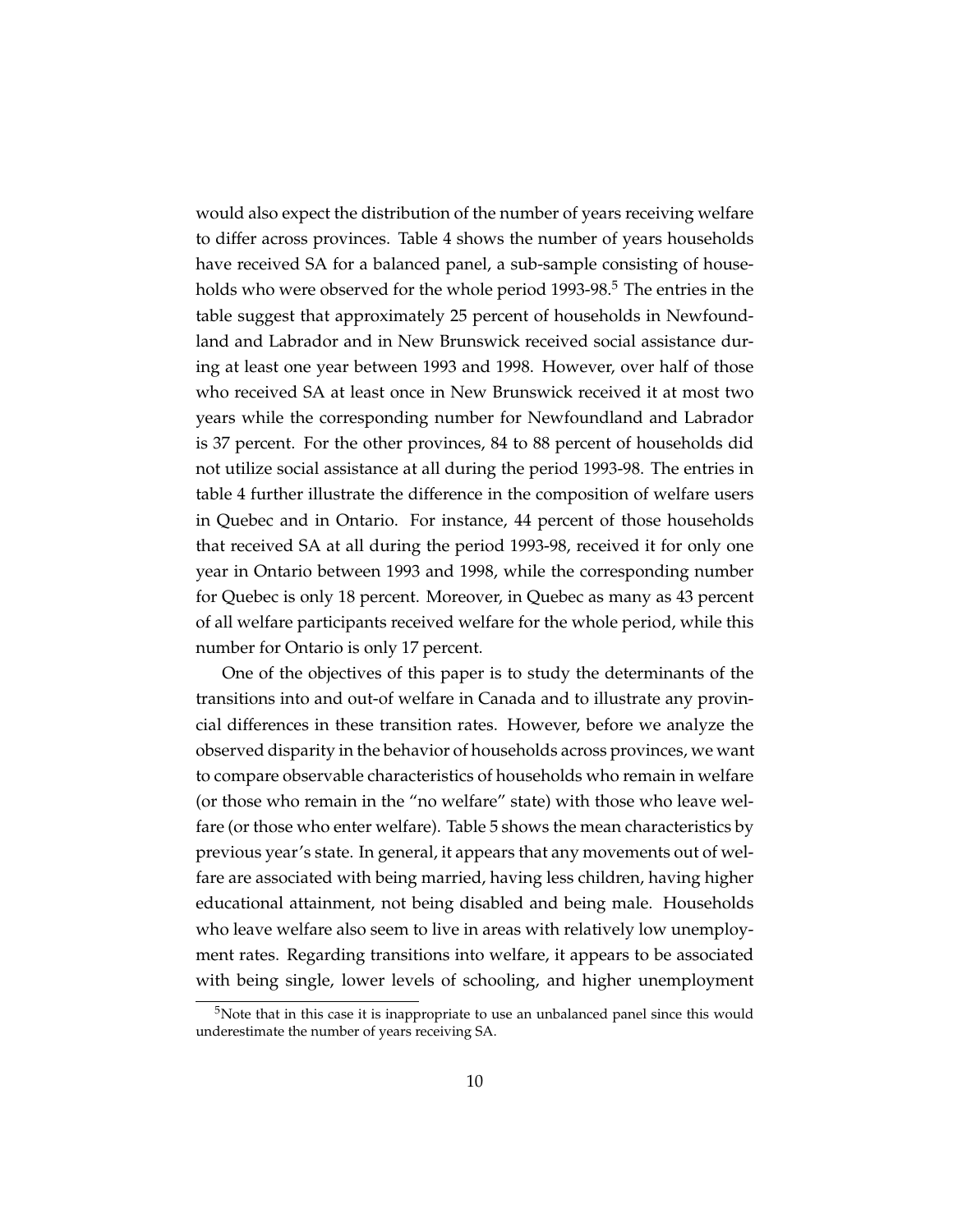would also expect the distribution of the number of years receiving welfare to differ across provinces. Table 4 shows the number of years households have received SA for a balanced panel, a sub-sample consisting of households who were observed for the whole period 1993-98.[5] The entries in the table suggest that approximately 25 percent of households in Newfoundland and Labrador and in New Brunswick received social assistance during at least one year between 1993 and 1998. However, over half of those who received SA at least once in New Brunswick received it at most two years while the corresponding number for Newfoundland and Labrador is 37 percent. For the other provinces, 84 to 88 percent of households did not utilize social assistance at all during the period 1993-98. The entries in table 4 further illustrate the difference in the composition of welfare users in Quebec and in Ontario. For instance, 44 percent of those households that received SA at all during the period 1993-98, received it for only one year in Ontario between 1993 and 1998, while the corresponding number for Quebec is only 18 percent. Moreover, in Quebec as many as 43 percent of all welfare participants received welfare for the whole period, while this number for Ontario is only 17 percent.

One of the objectives of this paper is to study the determinants of the transitions into and out-of welfare in Canada and to illustrate any provincial differences in these transition rates. However, before we analyze the observed disparity in the behavior of households across provinces, we want to compare observable characteristics of households who remain in welfare (or those who remain in the "no welfare" state) with those who leave welfare (or those who enter welfare). Table 5 shows the mean characteristics by previous year's state. In general, it appears that any movements out of welfare are associated with being married, having less children, having higher educational attainment, not being disabled and being male. Households who leave welfare also seem to live in areas with relatively low unemployment rates. Regarding transitions into welfare, it appears to be associated with being single, lower levels of schooling, and higher unemployment

[5] Note that in this case it is inappropriate to use an unbalanced panel since this would underestimate the number of years receiving SA.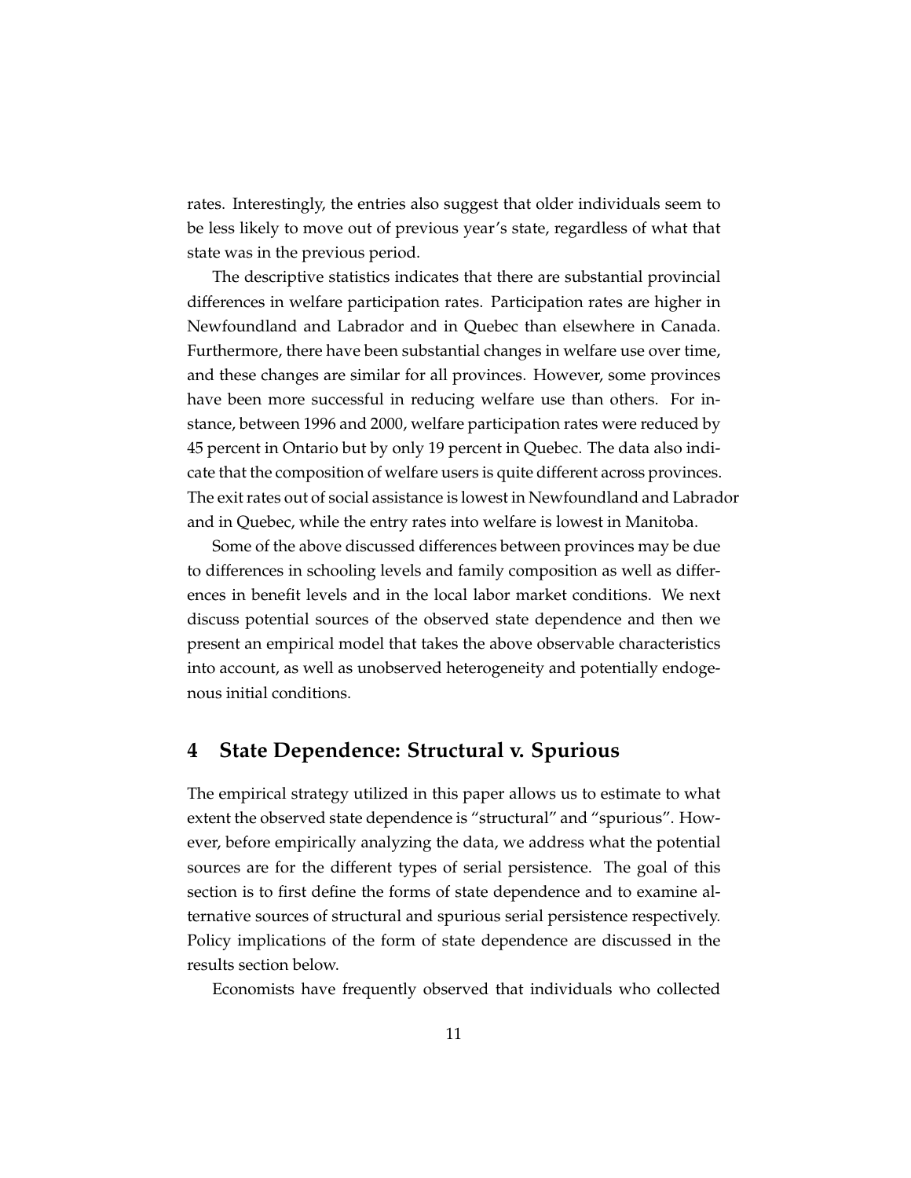rates. Interestingly, the entries also suggest that older individuals seem to be less likely to move out of previous year's state, regardless of what that state was in the previous period.

The descriptive statistics indicates that there are substantial provincial differences in welfare participation rates. Participation rates are higher in Newfoundland and Labrador and in Quebec than elsewhere in Canada. Furthermore, there have been substantial changes in welfare use over time, and these changes are similar for all provinces. However, some provinces have been more successful in reducing welfare use than others. For instance, between 1996 and 2000, welfare participation rates were reduced by 45 percent in Ontario but by only 19 percent in Quebec. The data also indicate that the composition of welfare users is quite different across provinces. The exit rates out of social assistance is lowest in Newfoundland and Labrador and in Quebec, while the entry rates into welfare is lowest in Manitoba.

Some of the above discussed differences between provinces may be due to differences in schooling levels and family composition as well as differences in benefit levels and in the local labor market conditions. We next discuss potential sources of the observed state dependence and then we present an empirical model that takes the above observable characteristics into account, as well as unobserved heterogeneity and potentially endogenous initial conditions.

## 4 State Dependence: Structural v. Spurious

The empirical strategy utilized in this paper allows us to estimate to what extent the observed state dependence is "structural" and "spurious". However, before empirically analyzing the data, we address what the potential sources are for the different types of serial persistence. The goal of this section is to first define the forms of state dependence and to examine alternative sources of structural and spurious serial persistence respectively. Policy implications of the form of state dependence are discussed in the results section below.

Economists have frequently observed that individuals who collected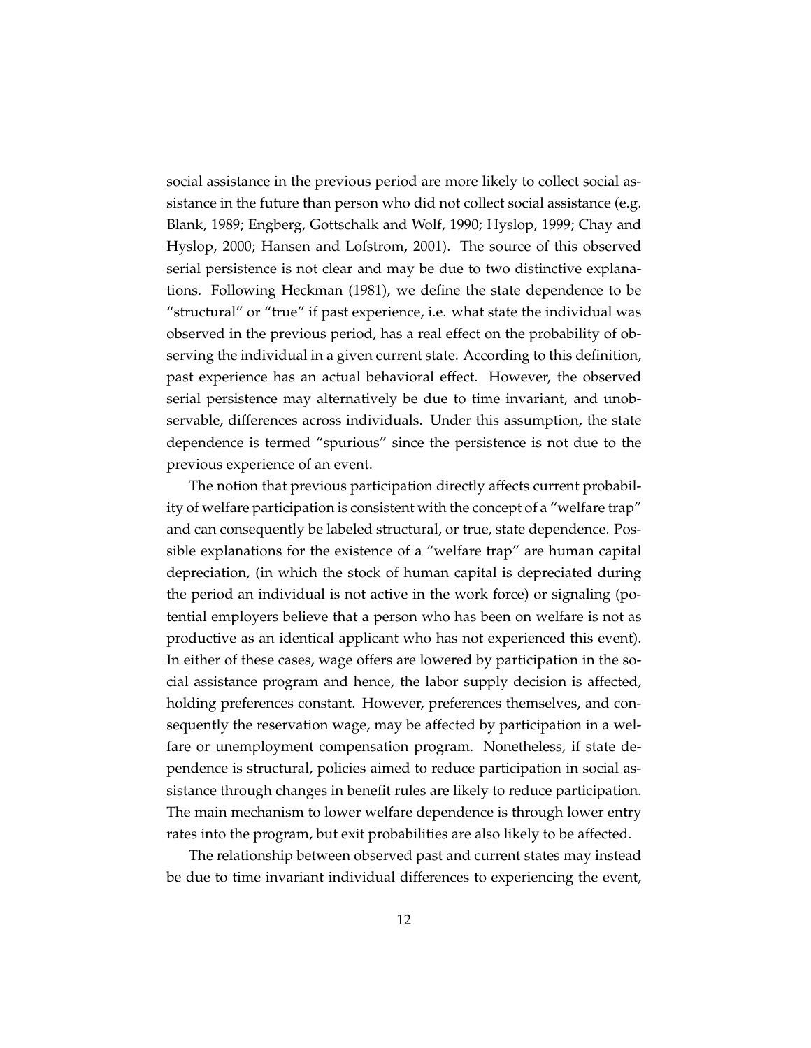social assistance in the previous period are more likely to collect social assistance in the future than person who did not collect social assistance (e.g. Blank, 1989; Engberg, Gottschalk and Wolf, 1990; Hyslop, 1999; Chay and Hyslop, 2000; Hansen and Lofstrom, 2001). The source of this observed serial persistence is not clear and may be due to two distinctive explanations. Following Heckman (1981), we define the state dependence to be "structural" or "true" if past experience, i.e. what state the individual was observed in the previous period, has a real effect on the probability of observing the individual in a given current state. According to this definition, past experience has an actual behavioral effect. However, the observed serial persistence may alternatively be due to time invariant, and unobservable, differences across individuals. Under this assumption, the state dependence is termed "spurious" since the persistence is not due to the previous experience of an event.

The notion that previous participation directly affects current probability of welfare participation is consistent with the concept of a "welfare trap" and can consequently be labeled structural, or true, state dependence. Possible explanations for the existence of a "welfare trap" are human capital depreciation, (in which the stock of human capital is depreciated during the period an individual is not active in the work force) or signaling (potential employers believe that a person who has been on welfare is not as productive as an identical applicant who has not experienced this event). In either of these cases, wage offers are lowered by participation in the social assistance program and hence, the labor supply decision is affected, holding preferences constant. However, preferences themselves, and consequently the reservation wage, may be affected by participation in a welfare or unemployment compensation program. Nonetheless, if state dependence is structural, policies aimed to reduce participation in social assistance through changes in benefit rules are likely to reduce participation. The main mechanism to lower welfare dependence is through lower entry rates into the program, but exit probabilities are also likely to be affected.

The relationship between observed past and current states may instead be due to time invariant individual differences to experiencing the event,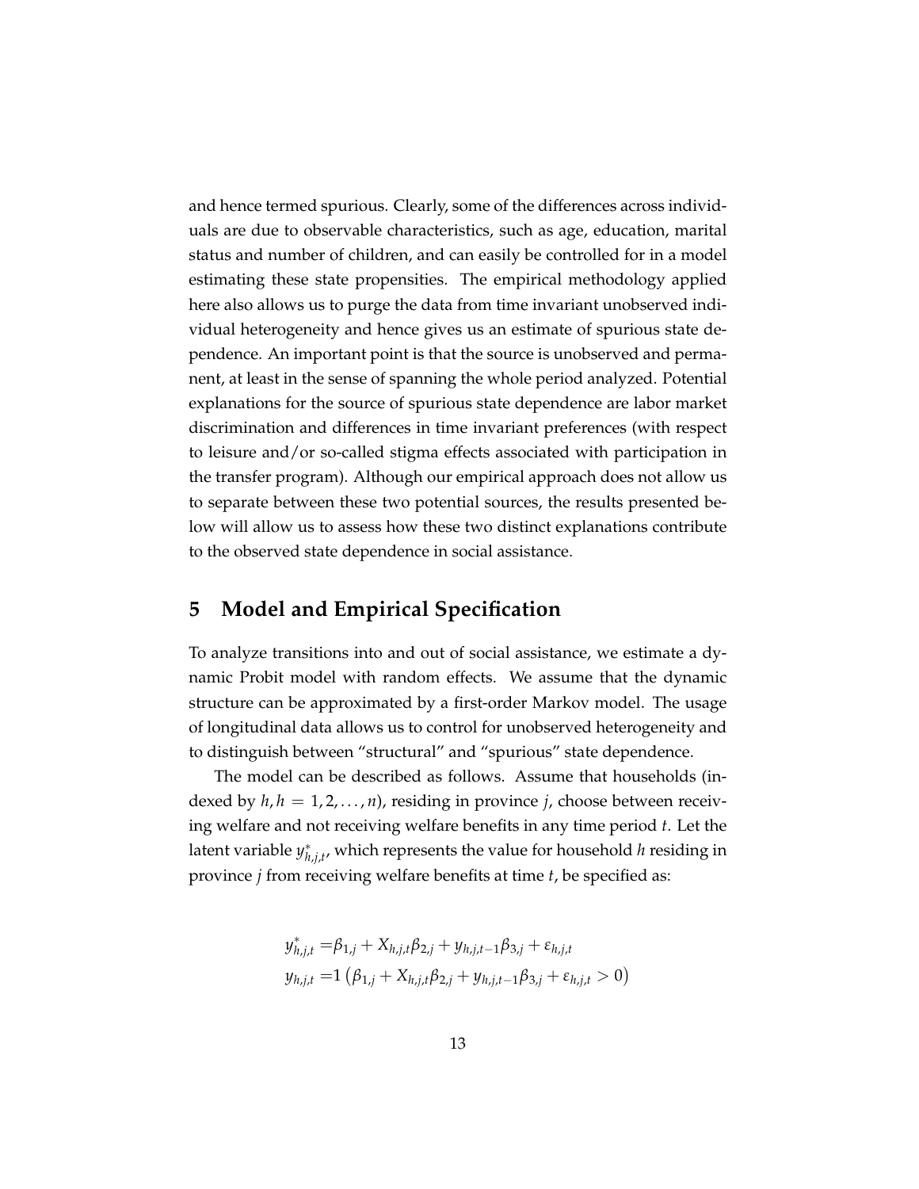and hence termed spurious. Clearly, some of the differences across individuals are due to observable characteristics, such as age, education, marital status and number of children, and can easily be controlled for in a model estimating these state propensities. The empirical methodology applied here also allows us to purge the data from time invariant unobserved individual heterogeneity and hence gives us an estimate of spurious state dependence. An important point is that the source is unobserved and permanent, at least in the sense of spanning the whole period analyzed. Potential explanations for the source of spurious state dependence are labor market discrimination and differences in time invariant preferences (with respect to leisure and/or so-called stigma effects associated with participation in the transfer program). Although our empirical approach does not allow us to separate between these two potential sources, the results presented below will allow us to assess how these two distinct explanations contribute to the observed state dependence in social assistance.

## 5 Model and Empirical Specification

To analyze transitions into and out of social assistance, we estimate a dynamic Probit model with random effects. We assume that the dynamic structure can be approximated by a first-order Markov model. The usage of longitudinal data allows us to control for unobserved heterogeneity and to distinguish between "structural" and "spurious" state dependence.

The model can be described as follows. Assume that households (indexed by $h, h = 1, 2, \ldots, n$), residing in province $j$, choose between receiving welfare and not receiving welfare benefits in any time period $t$. Let the latent variable $y^*_{h,j,t}$, which represents the value for household $h$ residing in province $j$ from receiving welfare benefits at time $t$, be specified as:

$$
\begin{aligned}
y^*_{h,j,t} &= \beta_{1,j} + X_{h,j,t}\beta_{2,j} + y_{h,j,t-1}\beta_{3,j} + \varepsilon_{h,j,t} \\
y_{h,j,t} &= 1\left(\beta_{1,j} + X_{h,j,t}\beta_{2,j} + y_{h,j,t-1}\beta_{3,j} + \varepsilon_{h,j,t} > 0\right)
\end{aligned}
$$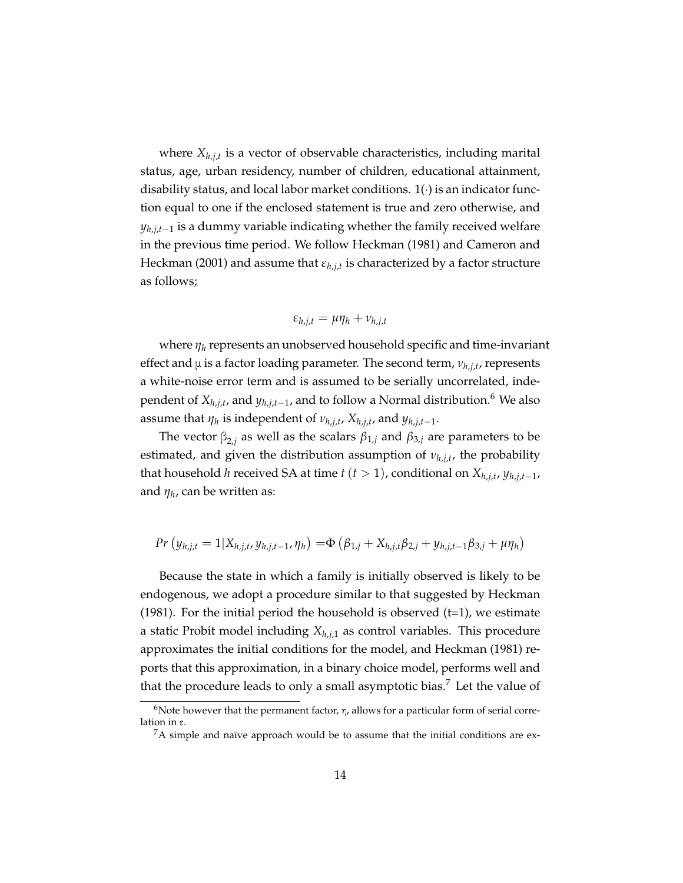where $X_{h,j,t}$ is a vector of observable characteristics, including marital status, age, urban residency, number of children, educational attainment, disability status, and local labor market conditions. $1(\cdot)$ is an indicator function equal to one if the enclosed statement is true and zero otherwise, and $y_{h,j,t-1}$ is a dummy variable indicating whether the family received welfare in the previous time period. We follow Heckman (1981) and Cameron and Heckman (2001) and assume that $\varepsilon_{h,j,t}$ is characterized by a factor structure as follows;

$$\varepsilon_{h,j,t} = \mu\eta_h + \nu_{h,j,t}$$

where $\eta_h$ represents an unobserved household specific and time-invariant effect and $\mu$ is a factor loading parameter. The second term, $\nu_{h,j,t}$, represents a white-noise error term and is assumed to be serially uncorrelated, independent of $X_{h,j,t}$, and $y_{h,j,t-1}$, and to follow a Normal distribution.[6] We also assume that $\eta_h$ is independent of $\nu_{h,j,t}$, $X_{h,j,t}$, and $y_{h,j,t-1}$.

The vector $\beta_{2,j}$ as well as the scalars $\beta_{1,j}$ and $\beta_{3,j}$ are parameters to be estimated, and given the distribution assumption of $\nu_{h,j,t}$, the probability that household $h$ received SA at time $t$ ($t > 1$), conditional on $X_{h,j,t}$, $y_{h,j,t-1}$, and $\eta_h$, can be written as:

$$Pr\left(y_{h,j,t} = 1 | X_{h,j,t}, y_{h,j,t-1}, \eta_h\right) = \Phi\left(\beta_{1,j} + X_{h,j,t}\beta_{2,j} + y_{h,j,t-1}\beta_{3,j} + \mu\eta_h\right)$$

Because the state in which a family is initially observed is likely to be endogenous, we adopt a procedure similar to that suggested by Heckman (1981). For the initial period the household is observed (t=1), we estimate a static Probit model including $X_{h,j,1}$ as control variables. This procedure approximates the initial conditions for the model, and Heckman (1981) reports that this approximation, in a binary choice model, performs well and that the procedure leads to only a small asymptotic bias.[7] Let the value of

[6] Note however that the permanent factor, $\eta$, allows for a particular form of serial correlation in $\varepsilon$.

[7] A simple and naïve approach would be to assume that the initial conditions are ex-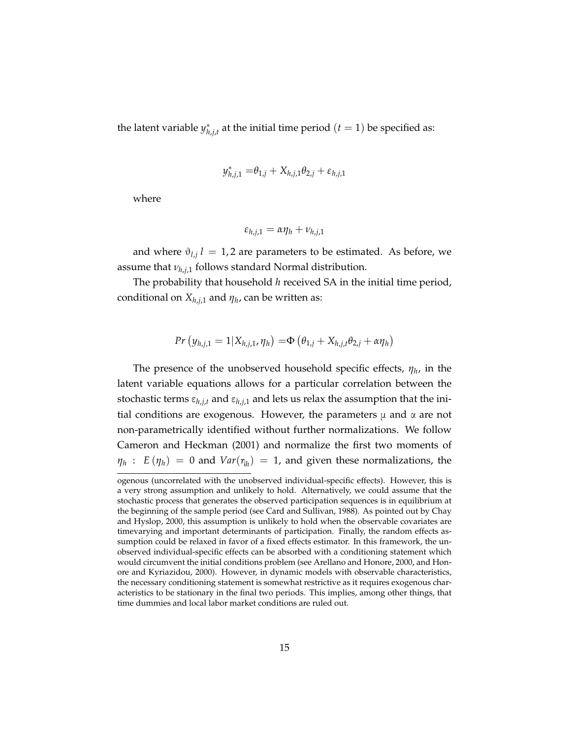the latent variable $y^*_{h,j,t}$ at the initial time period ($t = 1$) be specified as:

$$y^*_{h,j,1} = \theta_{1,j} + X_{h,j,1}\theta_{2,j} + \varepsilon_{h,j,1}$$

where

$$\varepsilon_{h,j,1} = \alpha\eta_h + \nu_{h,j,1}$$

and where $\vartheta_{l,j}$ $l = 1, 2$ are parameters to be estimated. As before, we assume that $\nu_{h,j,1}$ follows standard Normal distribution.

The probability that household $h$ received SA in the initial time period, conditional on $X_{h,j,1}$ and $\eta_h$, can be written as:

$$Pr\left(y_{h,j,1} = 1 | X_{h,j,1}, \eta_h\right) = \Phi\left(\theta_{1,j} + X_{h,j,t}\theta_{2,j} + \alpha\eta_h\right)$$

The presence of the unobserved household specific effects, $\eta_h$, in the latent variable equations allows for a particular correlation between the stochastic terms $\varepsilon_{h,j,t}$ and $\varepsilon_{h,j,1}$ and lets us relax the assumption that the initial conditions are exogenous. However, the parameters $\mu$ and $\alpha$ are not non-parametrically identified without further normalizations. We follow Cameron and Heckman (2001) and normalize the first two moments of $\eta_h$ : $E(\eta_h) = 0$ and $Var(\eta_h) = 1$, and given these normalizations, the

ogenous (uncorrelated with the unobserved individual-specific effects). However, this is a very strong assumption and unlikely to hold. Alternatively, we could assume that the stochastic process that generates the observed participation sequences is in equilibrium at the beginning of the sample period (see Card and Sullivan, 1988). As pointed out by Chay and Hyslop, 2000, this assumption is unlikely to hold when the observable covariates are timevarying and important determinants of participation. Finally, the random effects assumption could be relaxed in favor of a fixed effects estimator. In this framework, the unobserved individual-specific effects can be absorbed with a conditioning statement which would circumvent the initial conditions problem (see Arellano and Honore, 2000, and Honore and Kyriazidou, 2000). However, in dynamic models with observable characteristics, the necessary conditioning statement is somewhat restrictive as it requires exogenous characteristics to be stationary in the final two periods. This implies, among other things, that time dummies and local labor market conditions are ruled out.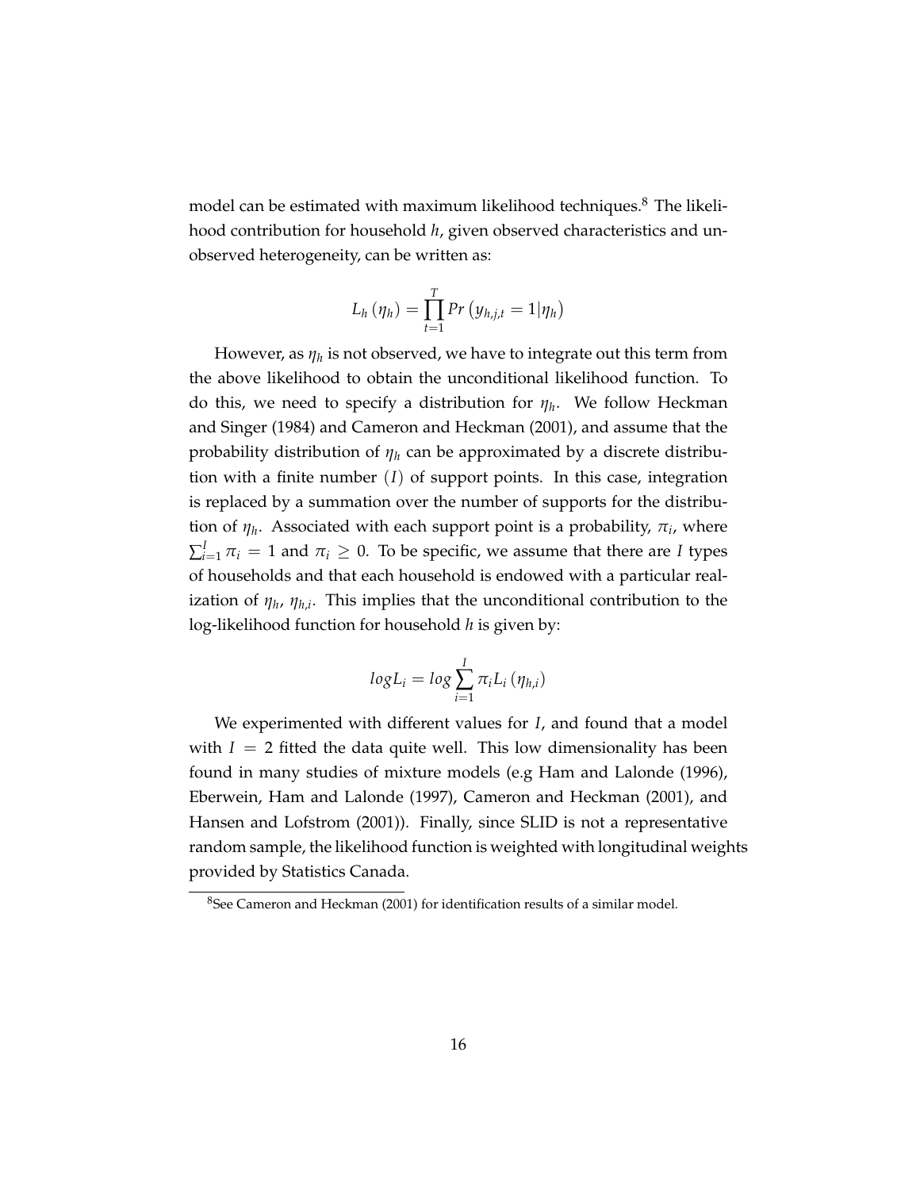model can be estimated with maximum likelihood techniques.[8] The likelihood contribution for household $h$, given observed characteristics and unobserved heterogeneity, can be written as:

$$L_h(\eta_h) = \prod_{t=1}^{T} Pr\left(y_{h,j,t} = 1 | \eta_h\right)$$

However, as $\eta_h$ is not observed, we have to integrate out this term from the above likelihood to obtain the unconditional likelihood function. To do this, we need to specify a distribution for $\eta_h$. We follow Heckman and Singer (1984) and Cameron and Heckman (2001), and assume that the probability distribution of $\eta_h$ can be approximated by a discrete distribution with a finite number $(I)$ of support points. In this case, integration is replaced by a summation over the number of supports for the distribution of $\eta_h$. Associated with each support point is a probability, $\pi_i$, where $\sum_{i=1}^{I} \pi_i = 1$ and $\pi_i \geq 0$. To be specific, we assume that there are $I$ types of households and that each household is endowed with a particular realization of $\eta_h$, $\eta_{h,i}$. This implies that the unconditional contribution to the log-likelihood function for household $h$ is given by:

$$logL_i = log \sum_{i=1}^{I} \pi_i L_i(\eta_{h,i})$$

We experimented with different values for $I$, and found that a model with $I = 2$ fitted the data quite well. This low dimensionality has been found in many studies of mixture models (e.g Ham and Lalonde (1996), Eberwein, Ham and Lalonde (1997), Cameron and Heckman (2001), and Hansen and Lofstrom (2001)). Finally, since SLID is not a representative random sample, the likelihood function is weighted with longitudinal weights provided by Statistics Canada.

[8] See Cameron and Heckman (2001) for identification results of a similar model.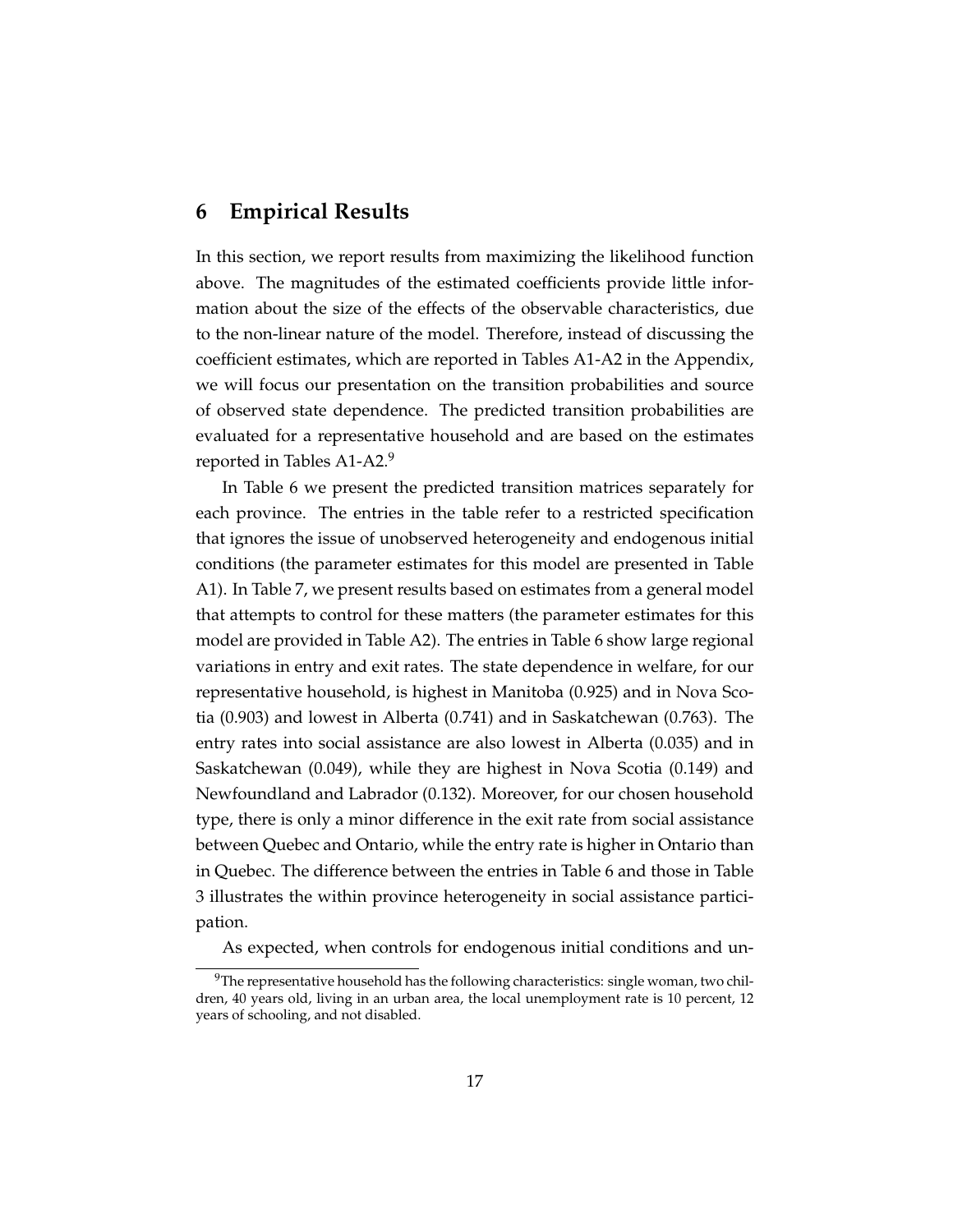## 6 Empirical Results

In this section, we report results from maximizing the likelihood function above. The magnitudes of the estimated coefficients provide little information about the size of the effects of the observable characteristics, due to the non-linear nature of the model. Therefore, instead of discussing the coefficient estimates, which are reported in Tables A1-A2 in the Appendix, we will focus our presentation on the transition probabilities and source of observed state dependence. The predicted transition probabilities are evaluated for a representative household and are based on the estimates reported in Tables A1-A2.[9]

In Table 6 we present the predicted transition matrices separately for each province. The entries in the table refer to a restricted specification that ignores the issue of unobserved heterogeneity and endogenous initial conditions (the parameter estimates for this model are presented in Table A1). In Table 7, we present results based on estimates from a general model that attempts to control for these matters (the parameter estimates for this model are provided in Table A2). The entries in Table 6 show large regional variations in entry and exit rates. The state dependence in welfare, for our representative household, is highest in Manitoba (0.925) and in Nova Scotia (0.903) and lowest in Alberta (0.741) and in Saskatchewan (0.763). The entry rates into social assistance are also lowest in Alberta (0.035) and in Saskatchewan (0.049), while they are highest in Nova Scotia (0.149) and Newfoundland and Labrador (0.132). Moreover, for our chosen household type, there is only a minor difference in the exit rate from social assistance between Quebec and Ontario, while the entry rate is higher in Ontario than in Quebec. The difference between the entries in Table 6 and those in Table 3 illustrates the within province heterogeneity in social assistance participation.

As expected, when controls for endogenous initial conditions and un-

[9] The representative household has the following characteristics: single woman, two children, 40 years old, living in an urban area, the local unemployment rate is 10 percent, 12 years of schooling, and not disabled.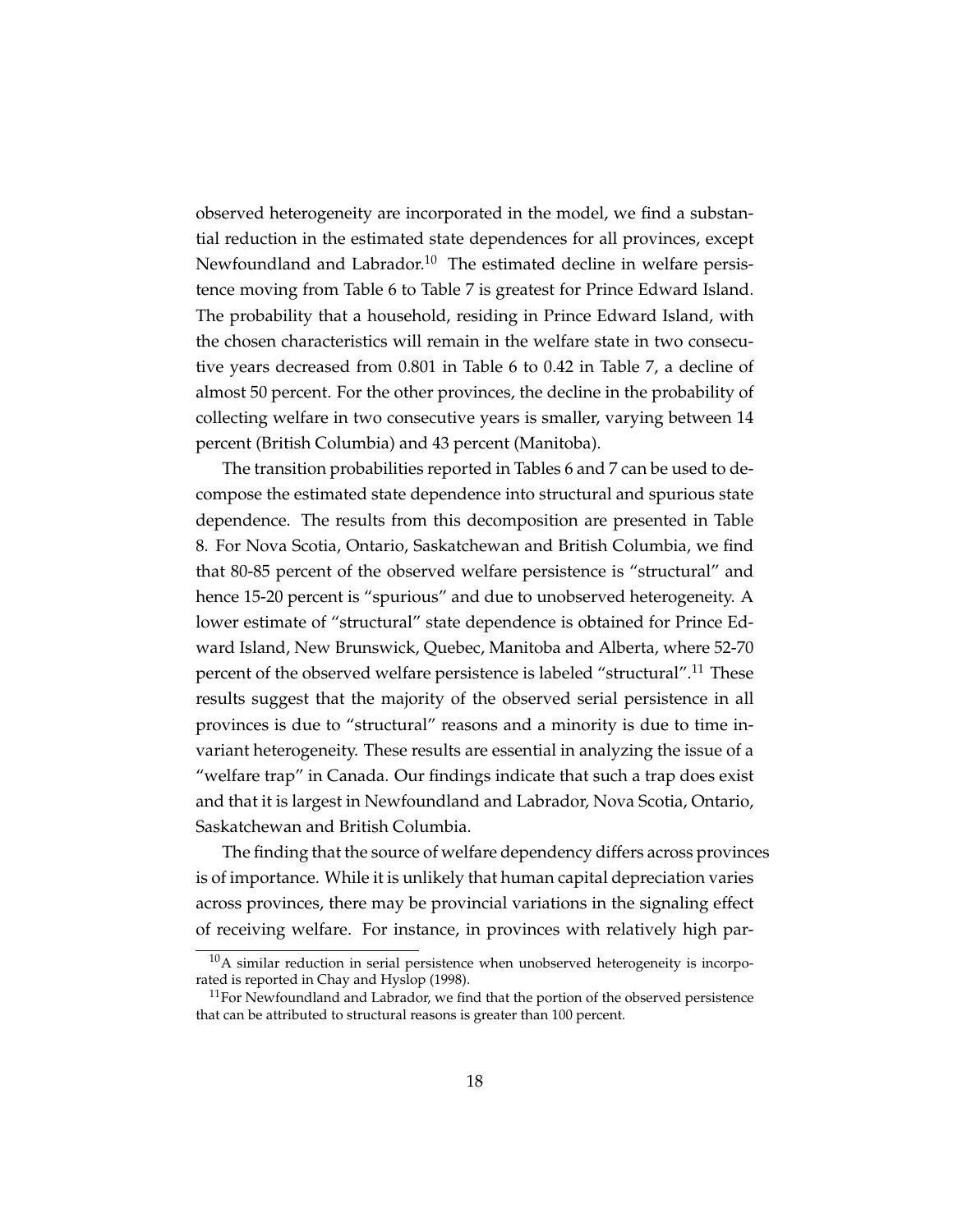observed heterogeneity are incorporated in the model, we find a substantial reduction in the estimated state dependences for all provinces, except Newfoundland and Labrador.[10] The estimated decline in welfare persistence moving from Table 6 to Table 7 is greatest for Prince Edward Island. The probability that a household, residing in Prince Edward Island, with the chosen characteristics will remain in the welfare state in two consecutive years decreased from 0.801 in Table 6 to 0.42 in Table 7, a decline of almost 50 percent. For the other provinces, the decline in the probability of collecting welfare in two consecutive years is smaller, varying between 14 percent (British Columbia) and 43 percent (Manitoba).

The transition probabilities reported in Tables 6 and 7 can be used to decompose the estimated state dependence into structural and spurious state dependence. The results from this decomposition are presented in Table 8. For Nova Scotia, Ontario, Saskatchewan and British Columbia, we find that 80-85 percent of the observed welfare persistence is "structural" and hence 15-20 percent is "spurious" and due to unobserved heterogeneity. A lower estimate of "structural" state dependence is obtained for Prince Edward Island, New Brunswick, Quebec, Manitoba and Alberta, where 52-70 percent of the observed welfare persistence is labeled "structural".[11] These results suggest that the majority of the observed serial persistence in all provinces is due to "structural" reasons and a minority is due to time invariant heterogeneity. These results are essential in analyzing the issue of a "welfare trap" in Canada. Our findings indicate that such a trap does exist and that it is largest in Newfoundland and Labrador, Nova Scotia, Ontario, Saskatchewan and British Columbia.

The finding that the source of welfare dependency differs across provinces is of importance. While it is unlikely that human capital depreciation varies across provinces, there may be provincial variations in the signaling effect of receiving welfare. For instance, in provinces with relatively high par-

[10] A similar reduction in serial persistence when unobserved heterogeneity is incorporated is reported in Chay and Hyslop (1998).

[11] For Newfoundland and Labrador, we find that the portion of the observed persistence that can be attributed to structural reasons is greater than 100 percent.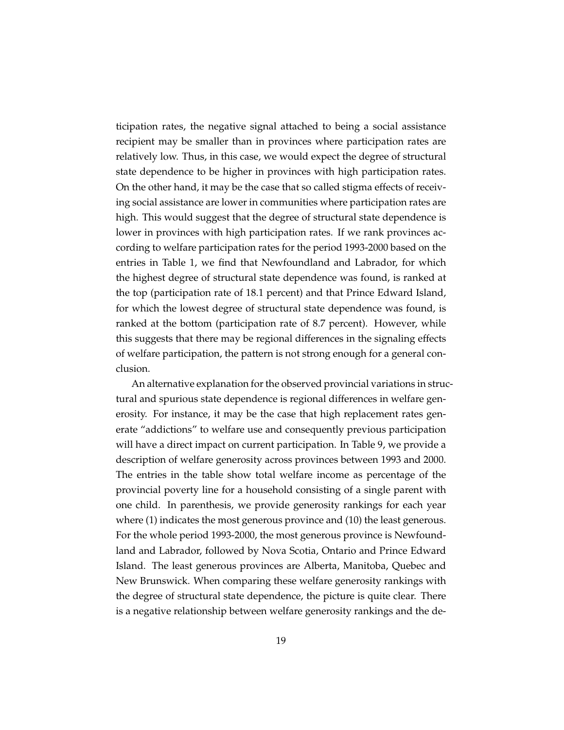ticipation rates, the negative signal attached to being a social assistance recipient may be smaller than in provinces where participation rates are relatively low. Thus, in this case, we would expect the degree of structural state dependence to be higher in provinces with high participation rates. On the other hand, it may be the case that so called stigma effects of receiving social assistance are lower in communities where participation rates are high. This would suggest that the degree of structural state dependence is lower in provinces with high participation rates. If we rank provinces according to welfare participation rates for the period 1993-2000 based on the entries in Table 1, we find that Newfoundland and Labrador, for which the highest degree of structural state dependence was found, is ranked at the top (participation rate of 18.1 percent) and that Prince Edward Island, for which the lowest degree of structural state dependence was found, is ranked at the bottom (participation rate of 8.7 percent). However, while this suggests that there may be regional differences in the signaling effects of welfare participation, the pattern is not strong enough for a general conclusion.

An alternative explanation for the observed provincial variations in structural and spurious state dependence is regional differences in welfare generosity. For instance, it may be the case that high replacement rates generate "addictions" to welfare use and consequently previous participation will have a direct impact on current participation. In Table 9, we provide a description of welfare generosity across provinces between 1993 and 2000. The entries in the table show total welfare income as percentage of the provincial poverty line for a household consisting of a single parent with one child. In parenthesis, we provide generosity rankings for each year where (1) indicates the most generous province and (10) the least generous. For the whole period 1993-2000, the most generous province is Newfoundland and Labrador, followed by Nova Scotia, Ontario and Prince Edward Island. The least generous provinces are Alberta, Manitoba, Quebec and New Brunswick. When comparing these welfare generosity rankings with the degree of structural state dependence, the picture is quite clear. There is a negative relationship between welfare generosity rankings and the de-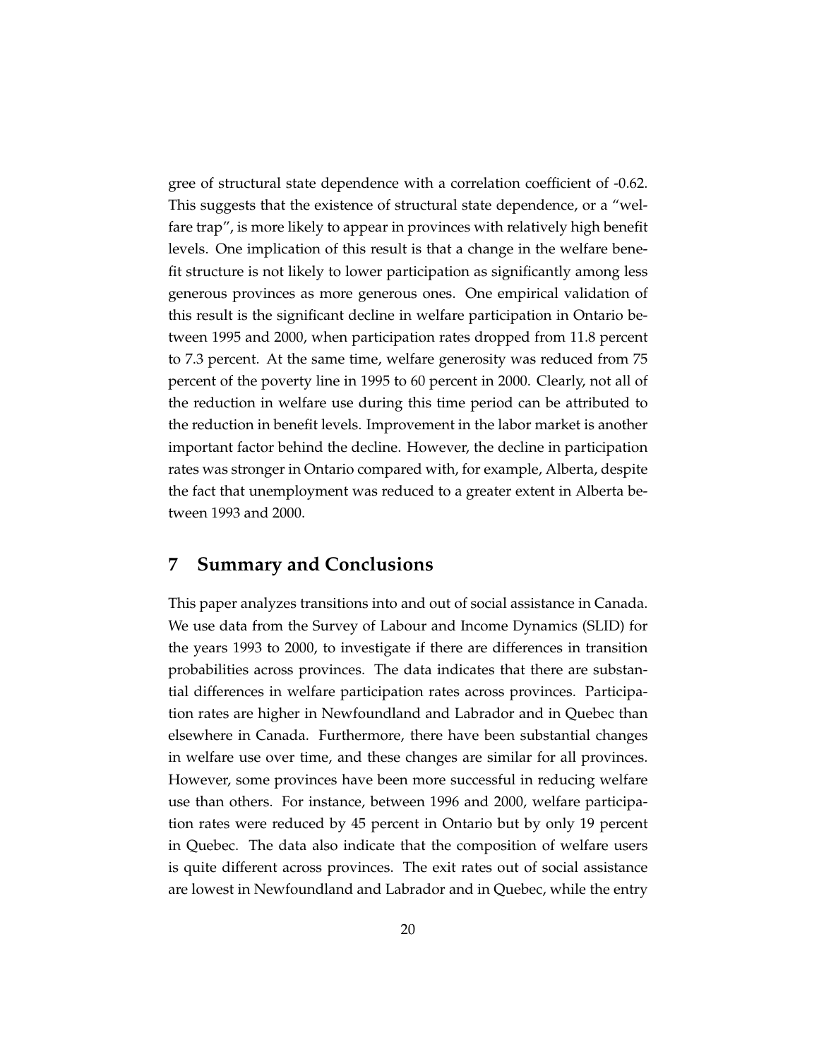gree of structural state dependence with a correlation coefficient of -0.62. This suggests that the existence of structural state dependence, or a "welfare trap", is more likely to appear in provinces with relatively high benefit levels. One implication of this result is that a change in the welfare benefit structure is not likely to lower participation as significantly among less generous provinces as more generous ones. One empirical validation of this result is the significant decline in welfare participation in Ontario between 1995 and 2000, when participation rates dropped from 11.8 percent to 7.3 percent. At the same time, welfare generosity was reduced from 75 percent of the poverty line in 1995 to 60 percent in 2000. Clearly, not all of the reduction in welfare use during this time period can be attributed to the reduction in benefit levels. Improvement in the labor market is another important factor behind the decline. However, the decline in participation rates was stronger in Ontario compared with, for example, Alberta, despite the fact that unemployment was reduced to a greater extent in Alberta between 1993 and 2000.

## 7 Summary and Conclusions

This paper analyzes transitions into and out of social assistance in Canada. We use data from the Survey of Labour and Income Dynamics (SLID) for the years 1993 to 2000, to investigate if there are differences in transition probabilities across provinces. The data indicates that there are substantial differences in welfare participation rates across provinces. Participation rates are higher in Newfoundland and Labrador and in Quebec than elsewhere in Canada. Furthermore, there have been substantial changes in welfare use over time, and these changes are similar for all provinces. However, some provinces have been more successful in reducing welfare use than others. For instance, between 1996 and 2000, welfare participation rates were reduced by 45 percent in Ontario but by only 19 percent in Quebec. The data also indicate that the composition of welfare users is quite different across provinces. The exit rates out of social assistance are lowest in Newfoundland and Labrador and in Quebec, while the entry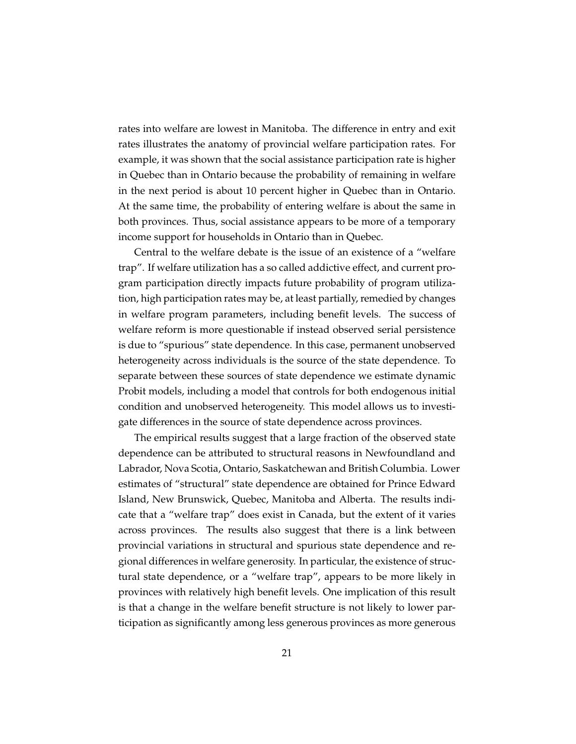rates into welfare are lowest in Manitoba. The difference in entry and exit rates illustrates the anatomy of provincial welfare participation rates. For example, it was shown that the social assistance participation rate is higher in Quebec than in Ontario because the probability of remaining in welfare in the next period is about 10 percent higher in Quebec than in Ontario. At the same time, the probability of entering welfare is about the same in both provinces. Thus, social assistance appears to be more of a temporary income support for households in Ontario than in Quebec.

Central to the welfare debate is the issue of an existence of a "welfare trap". If welfare utilization has a so called addictive effect, and current program participation directly impacts future probability of program utilization, high participation rates may be, at least partially, remedied by changes in welfare program parameters, including benefit levels. The success of welfare reform is more questionable if instead observed serial persistence is due to "spurious" state dependence. In this case, permanent unobserved heterogeneity across individuals is the source of the state dependence. To separate between these sources of state dependence we estimate dynamic Probit models, including a model that controls for both endogenous initial condition and unobserved heterogeneity. This model allows us to investigate differences in the source of state dependence across provinces.

The empirical results suggest that a large fraction of the observed state dependence can be attributed to structural reasons in Newfoundland and Labrador, Nova Scotia, Ontario, Saskatchewan and British Columbia. Lower estimates of "structural" state dependence are obtained for Prince Edward Island, New Brunswick, Quebec, Manitoba and Alberta. The results indicate that a "welfare trap" does exist in Canada, but the extent of it varies across provinces. The results also suggest that there is a link between provincial variations in structural and spurious state dependence and regional differences in welfare generosity. In particular, the existence of structural state dependence, or a "welfare trap", appears to be more likely in provinces with relatively high benefit levels. One implication of this result is that a change in the welfare benefit structure is not likely to lower participation as significantly among less generous provinces as more generous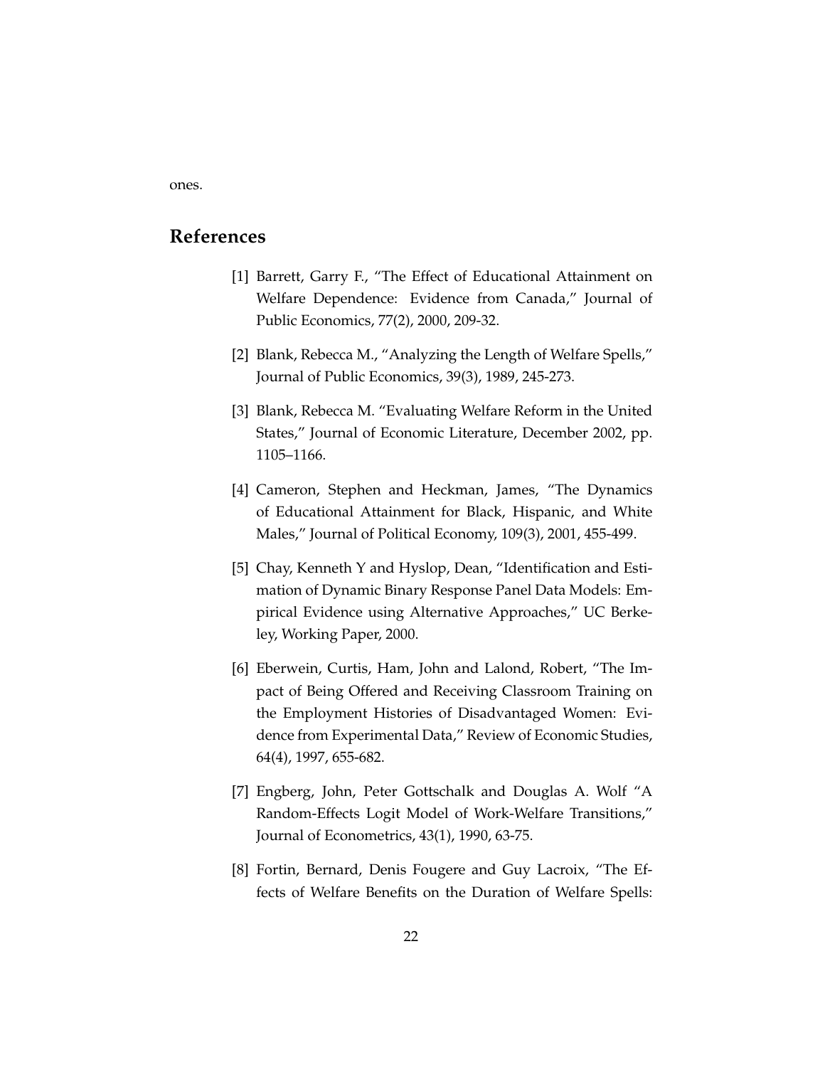ones.

## References

[1] Barrett, Garry F., "The Effect of Educational Attainment on Welfare Dependence: Evidence from Canada," Journal of Public Economics, 77(2), 2000, 209-32.

[2] Blank, Rebecca M., "Analyzing the Length of Welfare Spells," Journal of Public Economics, 39(3), 1989, 245-273.

[3] Blank, Rebecca M. "Evaluating Welfare Reform in the United States," Journal of Economic Literature, December 2002, pp. 1105–1166.

[4] Cameron, Stephen and Heckman, James, "The Dynamics of Educational Attainment for Black, Hispanic, and White Males," Journal of Political Economy, 109(3), 2001, 455-499.

[5] Chay, Kenneth Y and Hyslop, Dean, "Identification and Estimation of Dynamic Binary Response Panel Data Models: Empirical Evidence using Alternative Approaches," UC Berkeley, Working Paper, 2000.

[6] Eberwein, Curtis, Ham, John and Lalond, Robert, "The Impact of Being Offered and Receiving Classroom Training on the Employment Histories of Disadvantaged Women: Evidence from Experimental Data," Review of Economic Studies, 64(4), 1997, 655-682.

[7] Engberg, John, Peter Gottschalk and Douglas A. Wolf "A Random-Effects Logit Model of Work-Welfare Transitions," Journal of Econometrics, 43(1), 1990, 63-75.

[8] Fortin, Bernard, Denis Fougere and Guy Lacroix, "The Effects of Welfare Benefits on the Duration of Welfare Spells: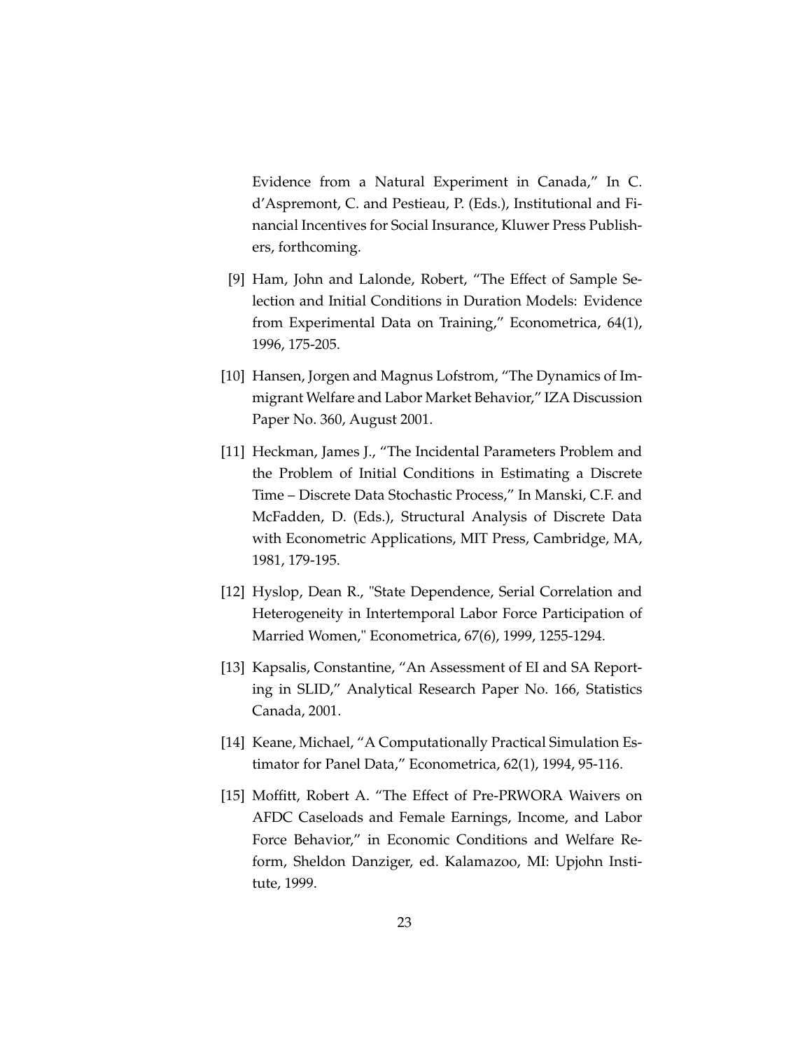Evidence from a Natural Experiment in Canada," In C. d'Aspremont, C. and Pestieau, P. (Eds.), Institutional and Financial Incentives for Social Insurance, Kluwer Press Publishers, forthcoming.

[9] Ham, John and Lalonde, Robert, "The Effect of Sample Selection and Initial Conditions in Duration Models: Evidence from Experimental Data on Training," Econometrica, 64(1), 1996, 175-205.

[10] Hansen, Jorgen and Magnus Lofstrom, "The Dynamics of Immigrant Welfare and Labor Market Behavior," IZA Discussion Paper No. 360, August 2001.

[11] Heckman, James J., "The Incidental Parameters Problem and the Problem of Initial Conditions in Estimating a Discrete Time – Discrete Data Stochastic Process," In Manski, C.F. and McFadden, D. (Eds.), Structural Analysis of Discrete Data with Econometric Applications, MIT Press, Cambridge, MA, 1981, 179-195.

[12] Hyslop, Dean R., "State Dependence, Serial Correlation and Heterogeneity in Intertemporal Labor Force Participation of Married Women," Econometrica, 67(6), 1999, 1255-1294.

[13] Kapsalis, Constantine, "An Assessment of EI and SA Reporting in SLID," Analytical Research Paper No. 166, Statistics Canada, 2001.

[14] Keane, Michael, "A Computationally Practical Simulation Estimator for Panel Data," Econometrica, 62(1), 1994, 95-116.

[15] Moffitt, Robert A. "The Effect of Pre-PRWORA Waivers on AFDC Caseloads and Female Earnings, Income, and Labor Force Behavior," in Economic Conditions and Welfare Reform, Sheldon Danziger, ed. Kalamazoo, MI: Upjohn Institute, 1999.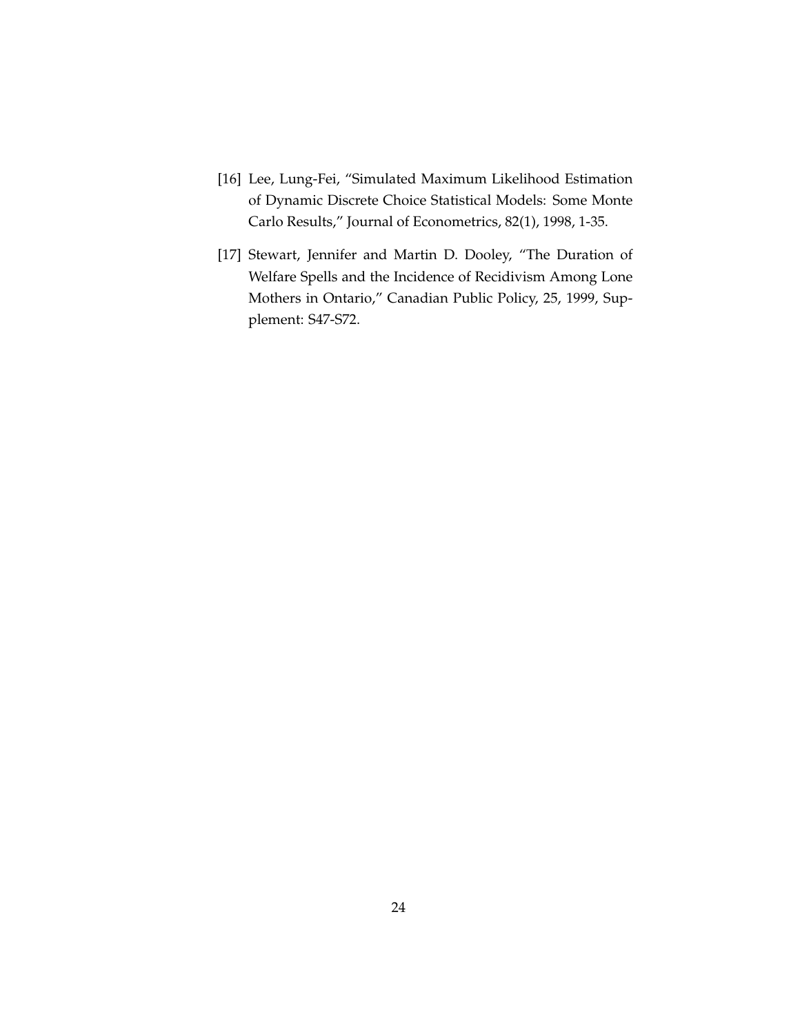[16] Lee, Lung-Fei, "Simulated Maximum Likelihood Estimation of Dynamic Discrete Choice Statistical Models: Some Monte Carlo Results," Journal of Econometrics, 82(1), 1998, 1-35.

[17] Stewart, Jennifer and Martin D. Dooley, "The Duration of Welfare Spells and the Incidence of Recidivism Among Lone Mothers in Ontario," Canadian Public Policy, 25, 1999, Supplement: S47-S72.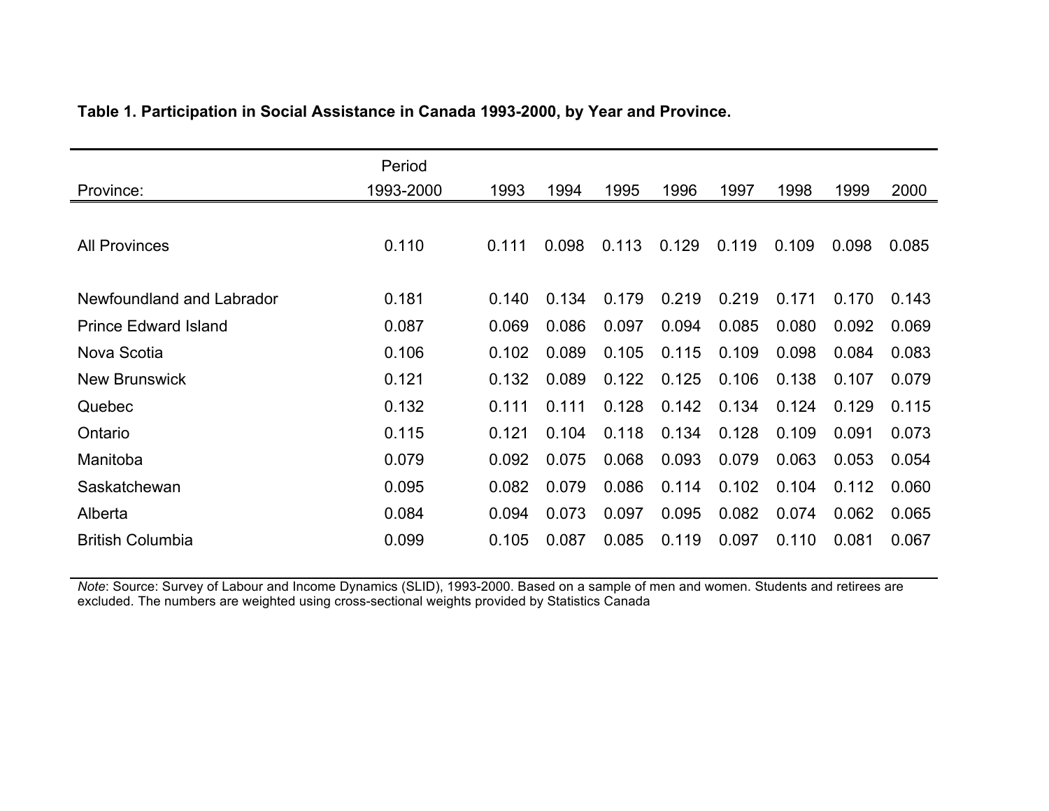**Table 1. Participation in Social Assistance in Canada 1993-2000, by Year and Province.**

| Province: | Period 1993-2000 | 1993 | 1994 | 1995 | 1996 | 1997 | 1998 | 1999 | 2000 |
|---|---|---|---|---|---|---|---|---|---|
| All Provinces | 0.110 | 0.111 | 0.098 | 0.113 | 0.129 | 0.119 | 0.109 | 0.098 | 0.085 |
| Newfoundland and Labrador | 0.181 | 0.140 | 0.134 | 0.179 | 0.219 | 0.219 | 0.171 | 0.170 | 0.143 |
| Prince Edward Island | 0.087 | 0.069 | 0.086 | 0.097 | 0.094 | 0.085 | 0.080 | 0.092 | 0.069 |
| Nova Scotia | 0.106 | 0.102 | 0.089 | 0.105 | 0.115 | 0.109 | 0.098 | 0.084 | 0.083 |
| New Brunswick | 0.121 | 0.132 | 0.089 | 0.122 | 0.125 | 0.106 | 0.138 | 0.107 | 0.079 |
| Quebec | 0.132 | 0.111 | 0.111 | 0.128 | 0.142 | 0.134 | 0.124 | 0.129 | 0.115 |
| Ontario | 0.115 | 0.121 | 0.104 | 0.118 | 0.134 | 0.128 | 0.109 | 0.091 | 0.073 |
| Manitoba | 0.079 | 0.092 | 0.075 | 0.068 | 0.093 | 0.079 | 0.063 | 0.053 | 0.054 |
| Saskatchewan | 0.095 | 0.082 | 0.079 | 0.086 | 0.114 | 0.102 | 0.104 | 0.112 | 0.060 |
| Alberta | 0.084 | 0.094 | 0.073 | 0.097 | 0.095 | 0.082 | 0.074 | 0.062 | 0.065 |
| British Columbia | 0.099 | 0.105 | 0.087 | 0.085 | 0.119 | 0.097 | 0.110 | 0.081 | 0.067 |

*Note*: Source: Survey of Labour and Income Dynamics (SLID), 1993-2000. Based on a sample of men and women. Students and retirees are excluded. The numbers are weighted using cross-sectional weights provided by Statistics Canada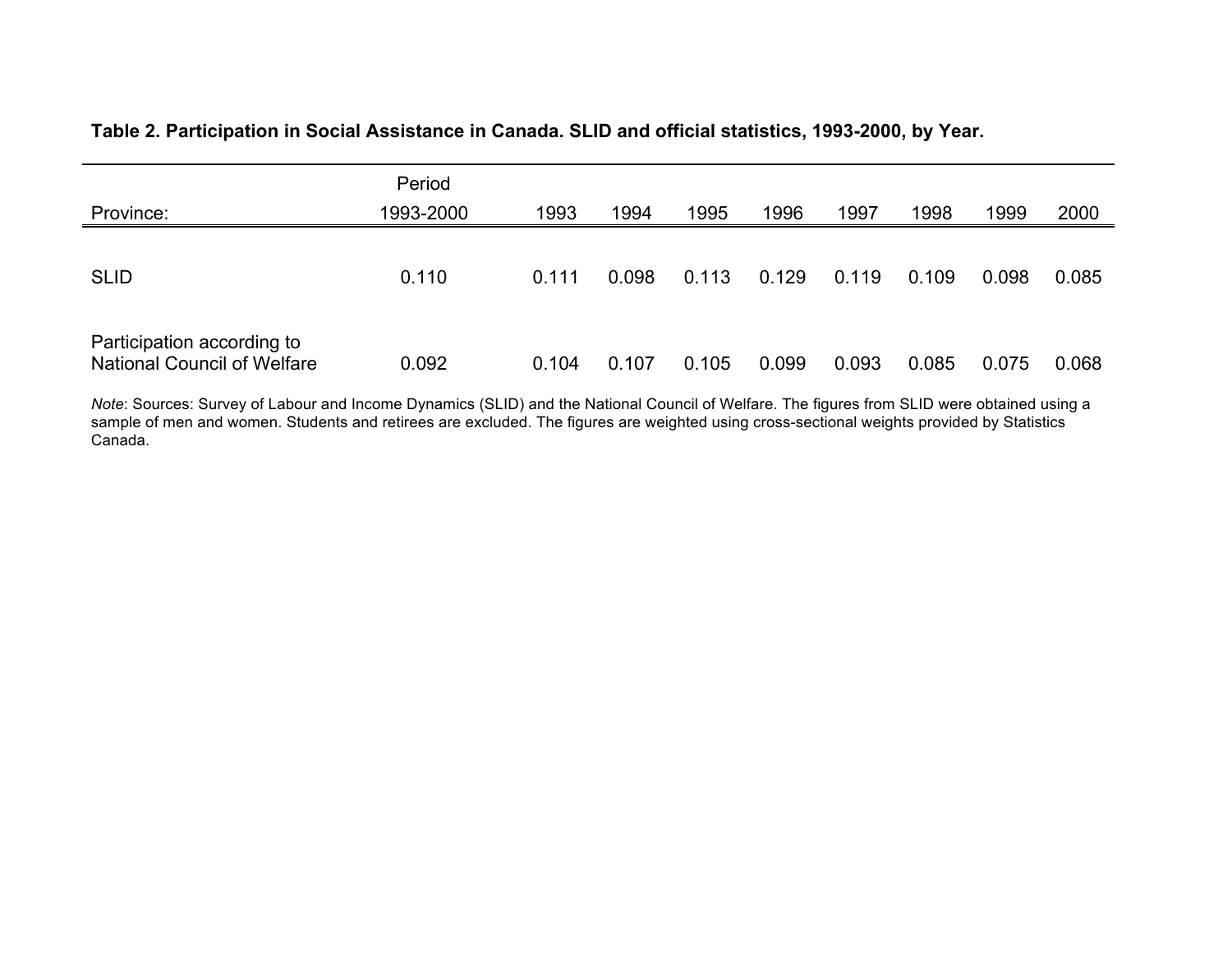**Table 2. Participation in Social Assistance in Canada. SLID and official statistics, 1993-2000, by Year.**

| Province: | Period 1993-2000 | 1993 | 1994 | 1995 | 1996 | 1997 | 1998 | 1999 | 2000 |
|---|---|---|---|---|---|---|---|---|---|
| SLID | 0.110 | 0.111 | 0.098 | 0.113 | 0.129 | 0.119 | 0.109 | 0.098 | 0.085 |
| Participation according to National Council of Welfare | 0.092 | 0.104 | 0.107 | 0.105 | 0.099 | 0.093 | 0.085 | 0.075 | 0.068 |

*Note*: Sources: Survey of Labour and Income Dynamics (SLID) and the National Council of Welfare. The figures from SLID were obtained using a sample of men and women. Students and retirees are excluded. The figures are weighted using cross-sectional weights provided by Statistics Canada.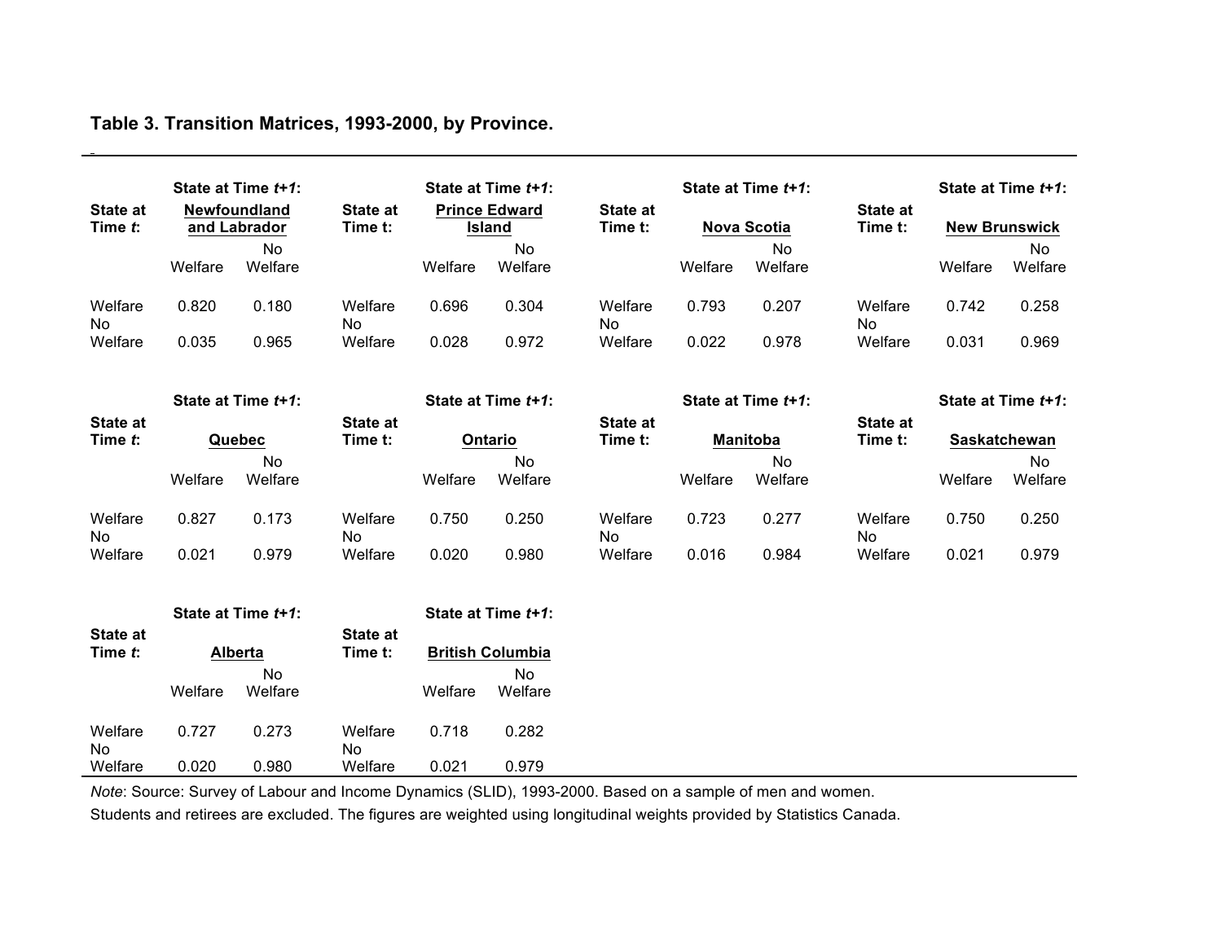**Table 3. Transition Matrices, 1993-2000, by Province.**

| State at Time *t*: | State at Time *t+1*: Newfoundland and Labrador | |
|---|---|---|
| | Welfare | No Welfare |
| Welfare | 0.820 | 0.180 |
| No Welfare | 0.035 | 0.965 |

| State at Time t: | State at Time *t+1*: Prince Edward Island | |
|---|---|---|
| | Welfare | No Welfare |
| Welfare | 0.696 | 0.304 |
| No Welfare | 0.028 | 0.972 |

| State at Time t: | State at Time *t+1*: Nova Scotia | |
|---|---|---|
| | Welfare | No Welfare |
| Welfare | 0.793 | 0.207 |
| No Welfare | 0.022 | 0.978 |

| State at Time t: | State at Time *t+1*: New Brunswick | |
|---|---|---|
| | Welfare | No Welfare |
| Welfare | 0.742 | 0.258 |
| No Welfare | 0.031 | 0.969 |

| State at Time *t*: | State at Time *t+1*: Quebec | |
|---|---|---|
| | Welfare | No Welfare |
| Welfare | 0.827 | 0.173 |
| No Welfare | 0.021 | 0.979 |

| State at Time t: | State at Time *t+1*: Ontario | |
|---|---|---|
| | Welfare | No Welfare |
| Welfare | 0.750 | 0.250 |
| No Welfare | 0.020 | 0.980 |

| State at Time t: | State at Time *t+1*: Manitoba | |
|---|---|---|
| | Welfare | No Welfare |
| Welfare | 0.723 | 0.277 |
| No Welfare | 0.016 | 0.984 |

| State at Time t: | State at Time *t+1*: Saskatchewan | |
|---|---|---|
| | Welfare | No Welfare |
| Welfare | 0.750 | 0.250 |
| No Welfare | 0.021 | 0.979 |

| State at Time *t*: | State at Time *t+1*: Alberta | |
|---|---|---|
| | Welfare | No Welfare |
| Welfare | 0.727 | 0.273 |
| No Welfare | 0.020 | 0.980 |

| State at Time t: | State at Time *t+1*: British Columbia | |
|---|---|---|
| | Welfare | No Welfare |
| Welfare | 0.718 | 0.282 |
| No Welfare | 0.021 | 0.979 |

*Note*: Source: Survey of Labour and Income Dynamics (SLID), 1993-2000. Based on a sample of men and women. Students and retirees are excluded. The figures are weighted using longitudinal weights provided by Statistics Canada.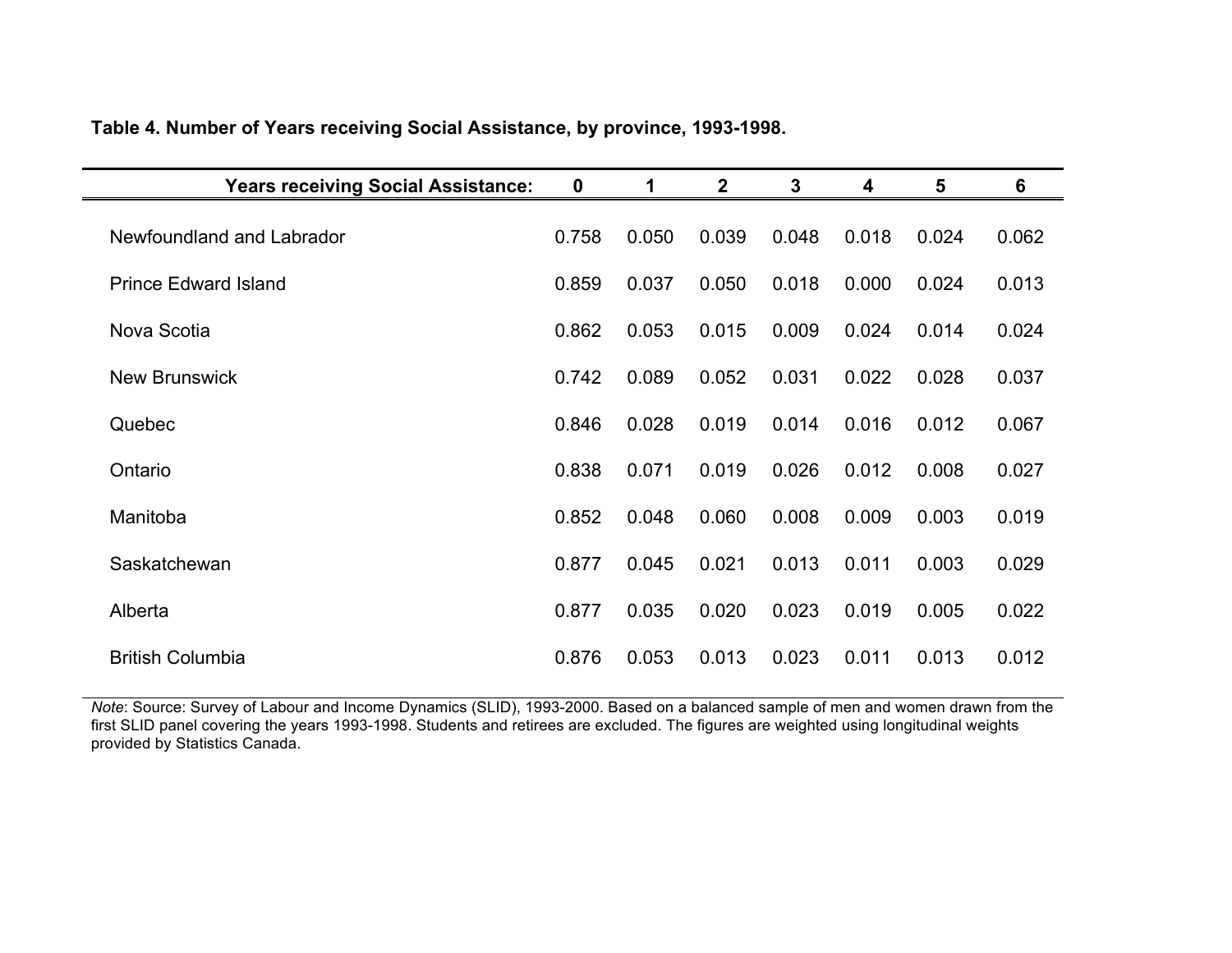**Table 4. Number of Years receiving Social Assistance, by province, 1993-1998.**

| Years receiving Social Assistance: | 0 | 1 | 2 | 3 | 4 | 5 | 6 |
|---|---|---|---|---|---|---|---|
| Newfoundland and Labrador | 0.758 | 0.050 | 0.039 | 0.048 | 0.018 | 0.024 | 0.062 |
| Prince Edward Island | 0.859 | 0.037 | 0.050 | 0.018 | 0.000 | 0.024 | 0.013 |
| Nova Scotia | 0.862 | 0.053 | 0.015 | 0.009 | 0.024 | 0.014 | 0.024 |
| New Brunswick | 0.742 | 0.089 | 0.052 | 0.031 | 0.022 | 0.028 | 0.037 |
| Quebec | 0.846 | 0.028 | 0.019 | 0.014 | 0.016 | 0.012 | 0.067 |
| Ontario | 0.838 | 0.071 | 0.019 | 0.026 | 0.012 | 0.008 | 0.027 |
| Manitoba | 0.852 | 0.048 | 0.060 | 0.008 | 0.009 | 0.003 | 0.019 |
| Saskatchewan | 0.877 | 0.045 | 0.021 | 0.013 | 0.011 | 0.003 | 0.029 |
| Alberta | 0.877 | 0.035 | 0.020 | 0.023 | 0.019 | 0.005 | 0.022 |
| British Columbia | 0.876 | 0.053 | 0.013 | 0.023 | 0.011 | 0.013 | 0.012 |

*Note*: Source: Survey of Labour and Income Dynamics (SLID), 1993-2000. Based on a balanced sample of men and women drawn from the first SLID panel covering the years 1993-1998. Students and retirees are excluded. The figures are weighted using longitudinal weights provided by Statistics Canada.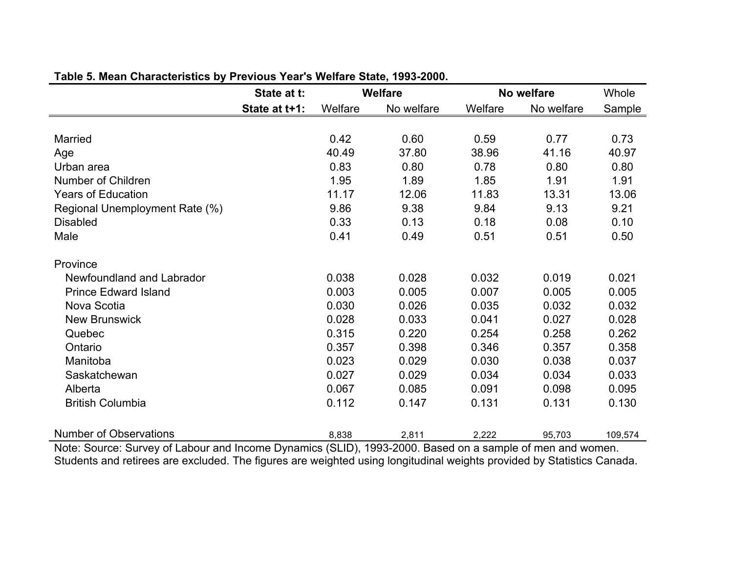**Table 5. Mean Characteristics by Previous Year's Welfare State, 1993-2000.**

| State at t: | Welfare | | No welfare | | Whole |
|---|---|---|---|---|---|
| **State at t+1:** | Welfare | No welfare | Welfare | No welfare | Sample |
| Married | 0.42 | 0.60 | 0.59 | 0.77 | 0.73 |
| Age | 40.49 | 37.80 | 38.96 | 41.16 | 40.97 |
| Urban area | 0.83 | 0.80 | 0.78 | 0.80 | 0.80 |
| Number of Children | 1.95 | 1.89 | 1.85 | 1.91 | 1.91 |
| Years of Education | 11.17 | 12.06 | 11.83 | 13.31 | 13.06 |
| Regional Unemployment Rate (%) | 9.86 | 9.38 | 9.84 | 9.13 | 9.21 |
| Disabled | 0.33 | 0.13 | 0.18 | 0.08 | 0.10 |
| Male | 0.41 | 0.49 | 0.51 | 0.51 | 0.50 |
| Province | | | | | |
| Newfoundland and Labrador | 0.038 | 0.028 | 0.032 | 0.019 | 0.021 |
| Prince Edward Island | 0.003 | 0.005 | 0.007 | 0.005 | 0.005 |
| Nova Scotia | 0.030 | 0.026 | 0.035 | 0.032 | 0.032 |
| New Brunswick | 0.028 | 0.033 | 0.041 | 0.027 | 0.028 |
| Quebec | 0.315 | 0.220 | 0.254 | 0.258 | 0.262 |
| Ontario | 0.357 | 0.398 | 0.346 | 0.357 | 0.358 |
| Manitoba | 0.023 | 0.029 | 0.030 | 0.038 | 0.037 |
| Saskatchewan | 0.027 | 0.029 | 0.034 | 0.034 | 0.033 |
| Alberta | 0.067 | 0.085 | 0.091 | 0.098 | 0.095 |
| British Columbia | 0.112 | 0.147 | 0.131 | 0.131 | 0.130 |
| Number of Observations | 8,838 | 2,811 | 2,222 | 95,703 | 109,574 |

Note: Source: Survey of Labour and Income Dynamics (SLID), 1993-2000. Based on a sample of men and women. Students and retirees are excluded. The figures are weighted using longitudinal weights provided by Statistics Canada.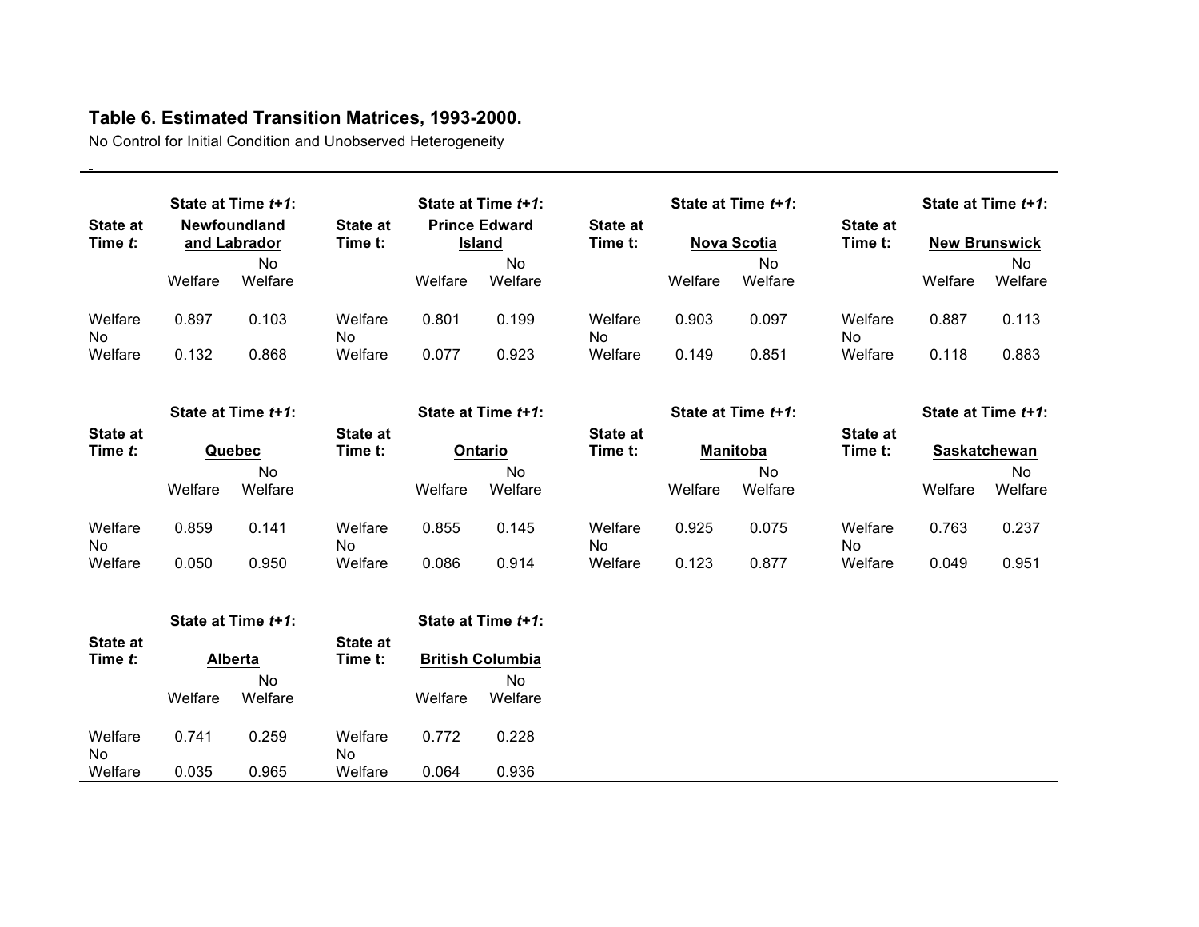**Table 6. Estimated Transition Matrices, 1993-2000.**

No Control for Initial Condition and Unobserved Heterogeneity

| State at Time *t*: | State at Time *t+1*: Newfoundland and Labrador | | State at Time t: | State at Time *t+1*: Prince Edward Island | | State at Time t: | State at Time *t+1*: Nova Scotia | | State at Time t: | State at Time *t+1*: New Brunswick | |
|---|---|---|---|---|---|---|---|---|---|---|---|
| | Welfare | No Welfare | | Welfare | No Welfare | | Welfare | No Welfare | | Welfare | No Welfare |
| Welfare | 0.897 | 0.103 | Welfare | 0.801 | 0.199 | Welfare | 0.903 | 0.097 | Welfare | 0.887 | 0.113 |
| No Welfare | 0.132 | 0.868 | No Welfare | 0.077 | 0.923 | No Welfare | 0.149 | 0.851 | No Welfare | 0.118 | 0.883 |

| State at Time *t*: | State at Time *t+1*: Quebec | | State at Time t: | State at Time *t+1*: Ontario | | State at Time t: | State at Time *t+1*: Manitoba | | State at Time t: | State at Time *t+1*: Saskatchewan | |
|---|---|---|---|---|---|---|---|---|---|---|---|
| | Welfare | No Welfare | | Welfare | No Welfare | | Welfare | No Welfare | | Welfare | No Welfare |
| Welfare | 0.859 | 0.141 | Welfare | 0.855 | 0.145 | Welfare | 0.925 | 0.075 | Welfare | 0.763 | 0.237 |
| No Welfare | 0.050 | 0.950 | No Welfare | 0.086 | 0.914 | No Welfare | 0.123 | 0.877 | No Welfare | 0.049 | 0.951 |

| State at Time *t*: | State at Time *t+1*: Alberta | | State at Time t: | State at Time *t+1*: British Columbia | |
|---|---|---|---|---|---|
| | Welfare | No Welfare | | Welfare | No Welfare |
| Welfare | 0.741 | 0.259 | Welfare | 0.772 | 0.228 |
| No Welfare | 0.035 | 0.965 | No Welfare | 0.064 | 0.936 |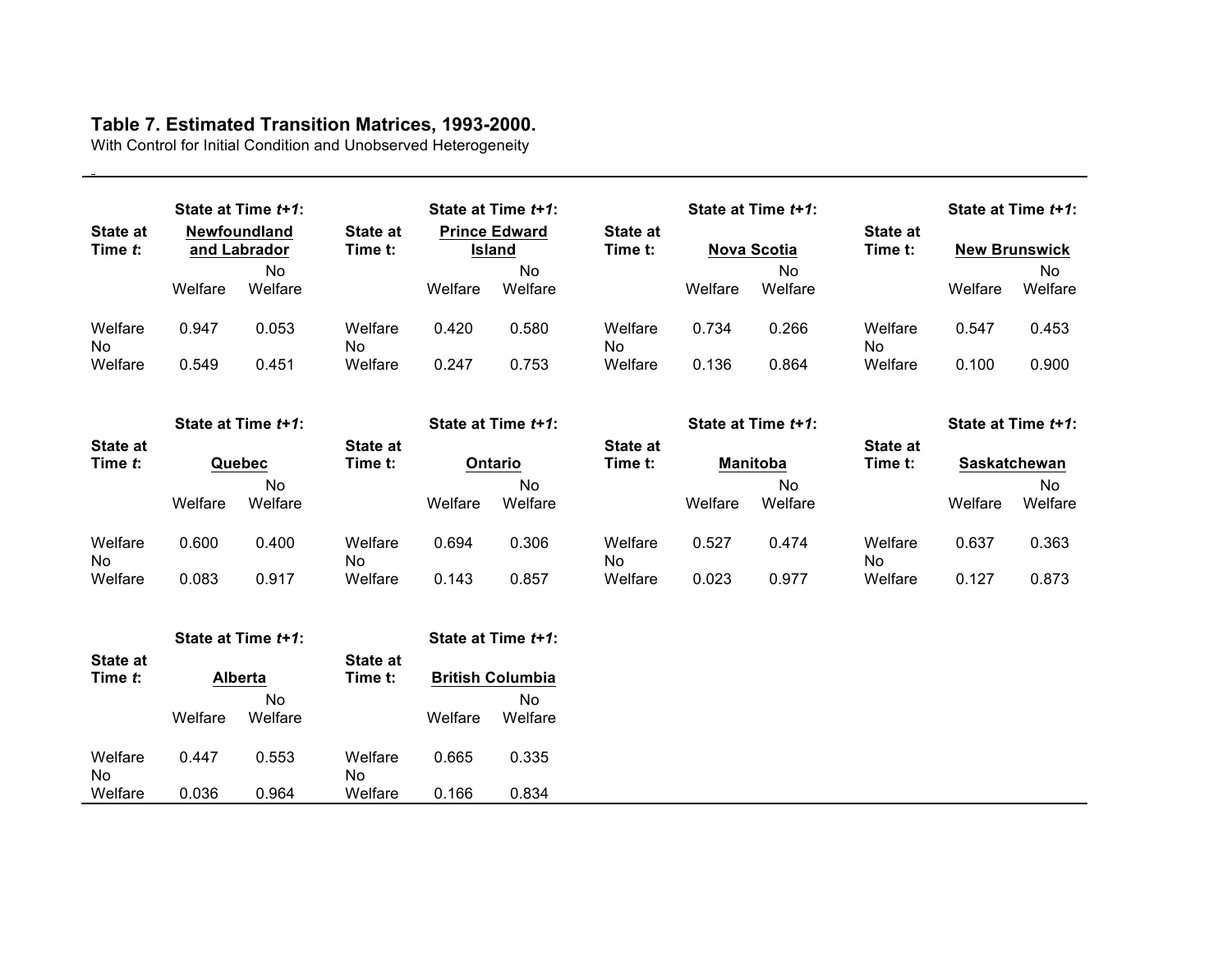**Table 7. Estimated Transition Matrices, 1993-2000.**
With Control for Initial Condition and Unobserved Heterogeneity

| State at Time *t*: | State at Time *t+1*: Newfoundland and Labrador | | State at Time t: | State at Time *t+1*: Prince Edward Island | | State at Time t: | State at Time *t+1*: Nova Scotia | | State at Time t: | State at Time *t+1*: New Brunswick | |
|---|---|---|---|---|---|---|---|---|---|---|---|
| | Welfare | No Welfare | | Welfare | No Welfare | | Welfare | No Welfare | | Welfare | No Welfare |
| Welfare | 0.947 | 0.053 | Welfare | 0.420 | 0.580 | Welfare | 0.734 | 0.266 | Welfare | 0.547 | 0.453 |
| No Welfare | 0.549 | 0.451 | No Welfare | 0.247 | 0.753 | No Welfare | 0.136 | 0.864 | No Welfare | 0.100 | 0.900 |

| State at Time *t*: | State at Time *t+1*: Quebec | | State at Time t: | State at Time *t+1*: Ontario | | State at Time t: | State at Time *t+1*: Manitoba | | State at Time t: | State at Time *t+1*: Saskatchewan | |
|---|---|---|---|---|---|---|---|---|---|---|---|
| | Welfare | No Welfare | | Welfare | No Welfare | | Welfare | No Welfare | | Welfare | No Welfare |
| Welfare | 0.600 | 0.400 | Welfare | 0.694 | 0.306 | Welfare | 0.527 | 0.474 | Welfare | 0.637 | 0.363 |
| No Welfare | 0.083 | 0.917 | No Welfare | 0.143 | 0.857 | No Welfare | 0.023 | 0.977 | No Welfare | 0.127 | 0.873 |

| State at Time *t*: | State at Time *t+1*: Alberta | | State at Time t: | State at Time *t+1*: British Columbia | |
|---|---|---|---|---|---|
| | Welfare | No Welfare | | Welfare | No Welfare |
| Welfare | 0.447 | 0.553 | Welfare | 0.665 | 0.335 |
| No Welfare | 0.036 | 0.964 | No Welfare | 0.166 | 0.834 |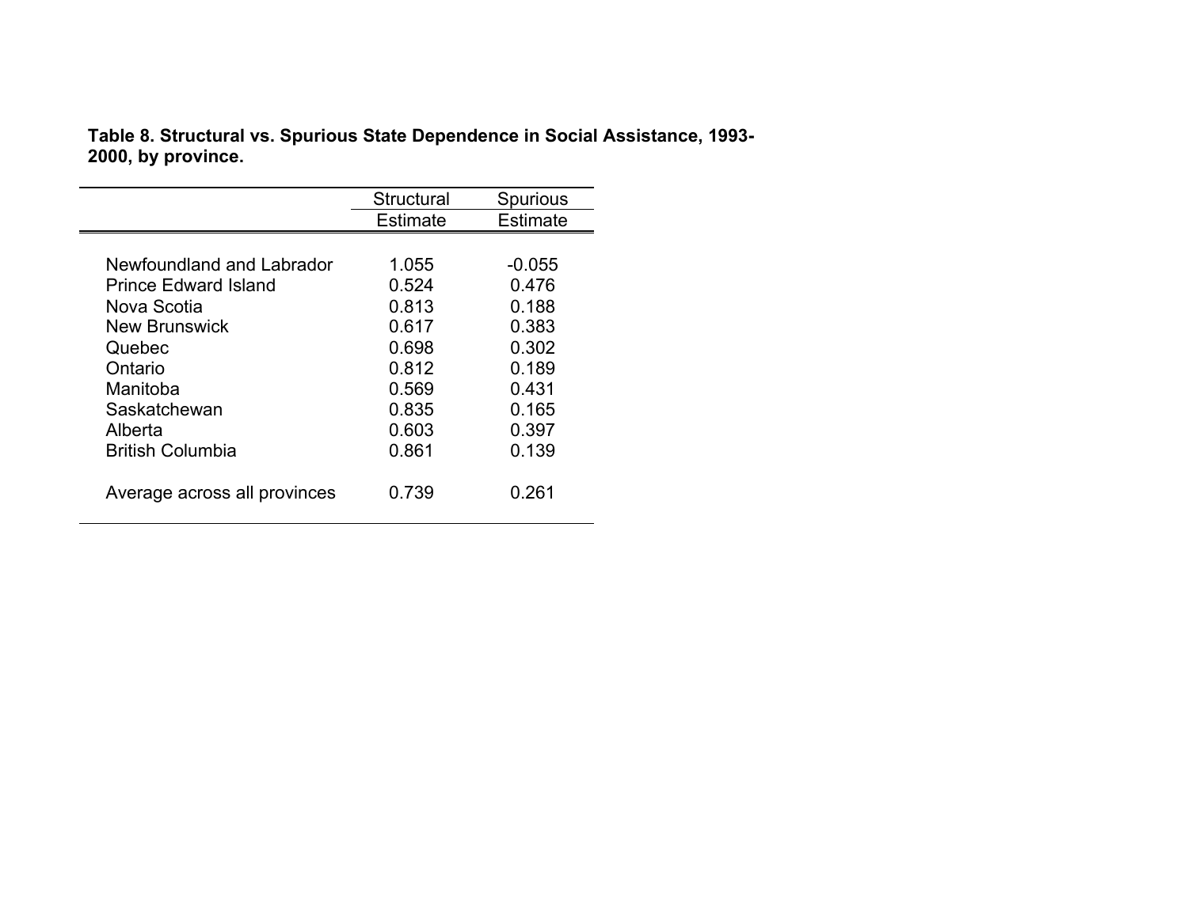**Table 8. Structural vs. Spurious State Dependence in Social Assistance, 1993-2000, by province.**

| | Structural Estimate | Spurious Estimate |
|---|---|---|
| Newfoundland and Labrador | 1.055 | -0.055 |
| Prince Edward Island | 0.524 | 0.476 |
| Nova Scotia | 0.813 | 0.188 |
| New Brunswick | 0.617 | 0.383 |
| Quebec | 0.698 | 0.302 |
| Ontario | 0.812 | 0.189 |
| Manitoba | 0.569 | 0.431 |
| Saskatchewan | 0.835 | 0.165 |
| Alberta | 0.603 | 0.397 |
| British Columbia | 0.861 | 0.139 |
| Average across all provinces | 0.739 | 0.261 |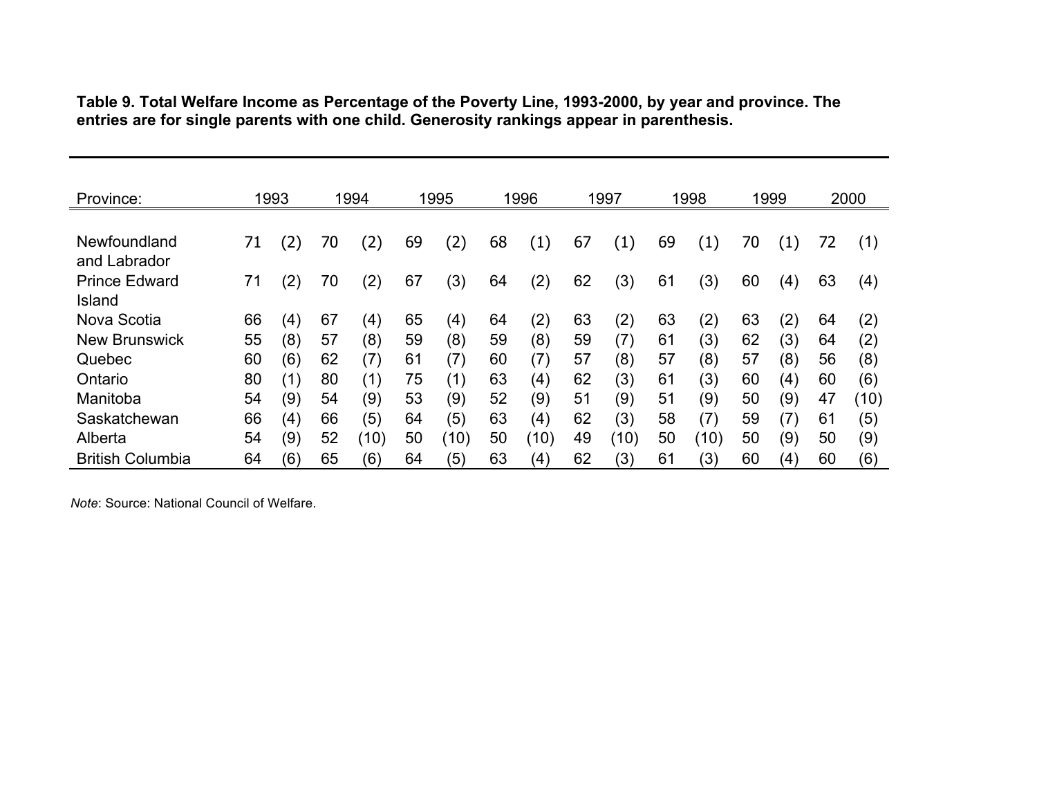**Table 9. Total Welfare Income as Percentage of the Poverty Line, 1993-2000, by year and province. The entries are for single parents with one child. Generosity rankings appear in parenthesis.**

| Province: | 1993 | | 1994 | | 1995 | | 1996 | | 1997 | | 1998 | | 1999 | | 2000 | |
|---|---|---|---|---|---|---|---|---|---|---|---|---|---|---|---|---|
| Newfoundland and Labrador | 71 | (2) | 70 | (2) | 69 | (2) | 68 | (1) | 67 | (1) | 69 | (1) | 70 | (1) | 72 | (1) |
| Prince Edward Island | 71 | (2) | 70 | (2) | 67 | (3) | 64 | (2) | 62 | (3) | 61 | (3) | 60 | (4) | 63 | (4) |
| Nova Scotia | 66 | (4) | 67 | (4) | 65 | (4) | 64 | (2) | 63 | (2) | 63 | (2) | 63 | (2) | 64 | (2) |
| New Brunswick | 55 | (8) | 57 | (8) | 59 | (8) | 59 | (8) | 59 | (7) | 61 | (3) | 62 | (3) | 64 | (2) |
| Quebec | 60 | (6) | 62 | (7) | 61 | (7) | 60 | (7) | 57 | (8) | 57 | (8) | 57 | (8) | 56 | (8) |
| Ontario | 80 | (1) | 80 | (1) | 75 | (1) | 63 | (4) | 62 | (3) | 61 | (3) | 60 | (4) | 60 | (6) |
| Manitoba | 54 | (9) | 54 | (9) | 53 | (9) | 52 | (9) | 51 | (9) | 51 | (9) | 50 | (9) | 47 | (10) |
| Saskatchewan | 66 | (4) | 66 | (5) | 64 | (5) | 63 | (4) | 62 | (3) | 58 | (7) | 59 | (7) | 61 | (5) |
| Alberta | 54 | (9) | 52 | (10) | 50 | (10) | 50 | (10) | 49 | (10) | 50 | (10) | 50 | (9) | 50 | (9) |
| British Columbia | 64 | (6) | 65 | (6) | 64 | (5) | 63 | (4) | 62 | (3) | 61 | (3) | 60 | (4) | 60 | (6) |

*Note*: Source: National Council of Welfare.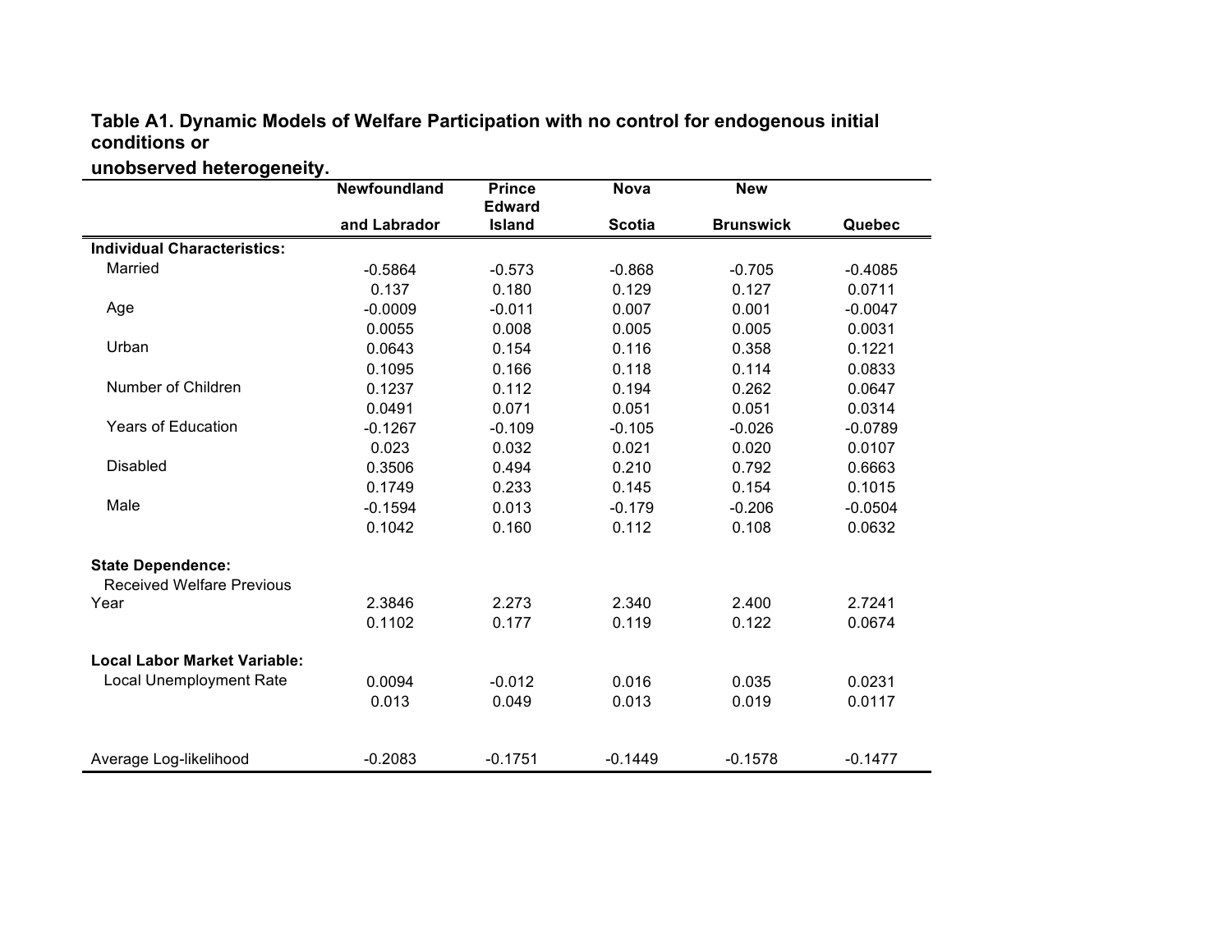**Table A1. Dynamic Models of Welfare Participation with no control for endogenous initial conditions or unobserved heterogeneity.**

| | Newfoundland and Labrador | Prince Edward Island | Nova Scotia | New Brunswick | Quebec |
|---|---|---|---|---|---|
| **Individual Characteristics:** | | | | | |
| Married | -0.5864 | -0.573 | -0.868 | -0.705 | -0.4085 |
| | 0.137 | 0.180 | 0.129 | 0.127 | 0.0711 |
| Age | -0.0009 | -0.011 | 0.007 | 0.001 | -0.0047 |
| | 0.0055 | 0.008 | 0.005 | 0.005 | 0.0031 |
| Urban | 0.0643 | 0.154 | 0.116 | 0.358 | 0.1221 |
| | 0.1095 | 0.166 | 0.118 | 0.114 | 0.0833 |
| Number of Children | 0.1237 | 0.112 | 0.194 | 0.262 | 0.0647 |
| | 0.0491 | 0.071 | 0.051 | 0.051 | 0.0314 |
| Years of Education | -0.1267 | -0.109 | -0.105 | -0.026 | -0.0789 |
| | 0.023 | 0.032 | 0.021 | 0.020 | 0.0107 |
| Disabled | 0.3506 | 0.494 | 0.210 | 0.792 | 0.6663 |
| | 0.1749 | 0.233 | 0.145 | 0.154 | 0.1015 |
| Male | -0.1594 | 0.013 | -0.179 | -0.206 | -0.0504 |
| | 0.1042 | 0.160 | 0.112 | 0.108 | 0.0632 |
| **State Dependence:** | | | | | |
| Received Welfare Previous Year | 2.3846 | 2.273 | 2.340 | 2.400 | 2.7241 |
| | 0.1102 | 0.177 | 0.119 | 0.122 | 0.0674 |
| **Local Labor Market Variable:** | | | | | |
| Local Unemployment Rate | 0.0094 | -0.012 | 0.016 | 0.035 | 0.0231 |
| | 0.013 | 0.049 | 0.013 | 0.019 | 0.0117 |
| Average Log-likelihood | -0.2083 | -0.1751 | -0.1449 | -0.1578 | -0.1477 |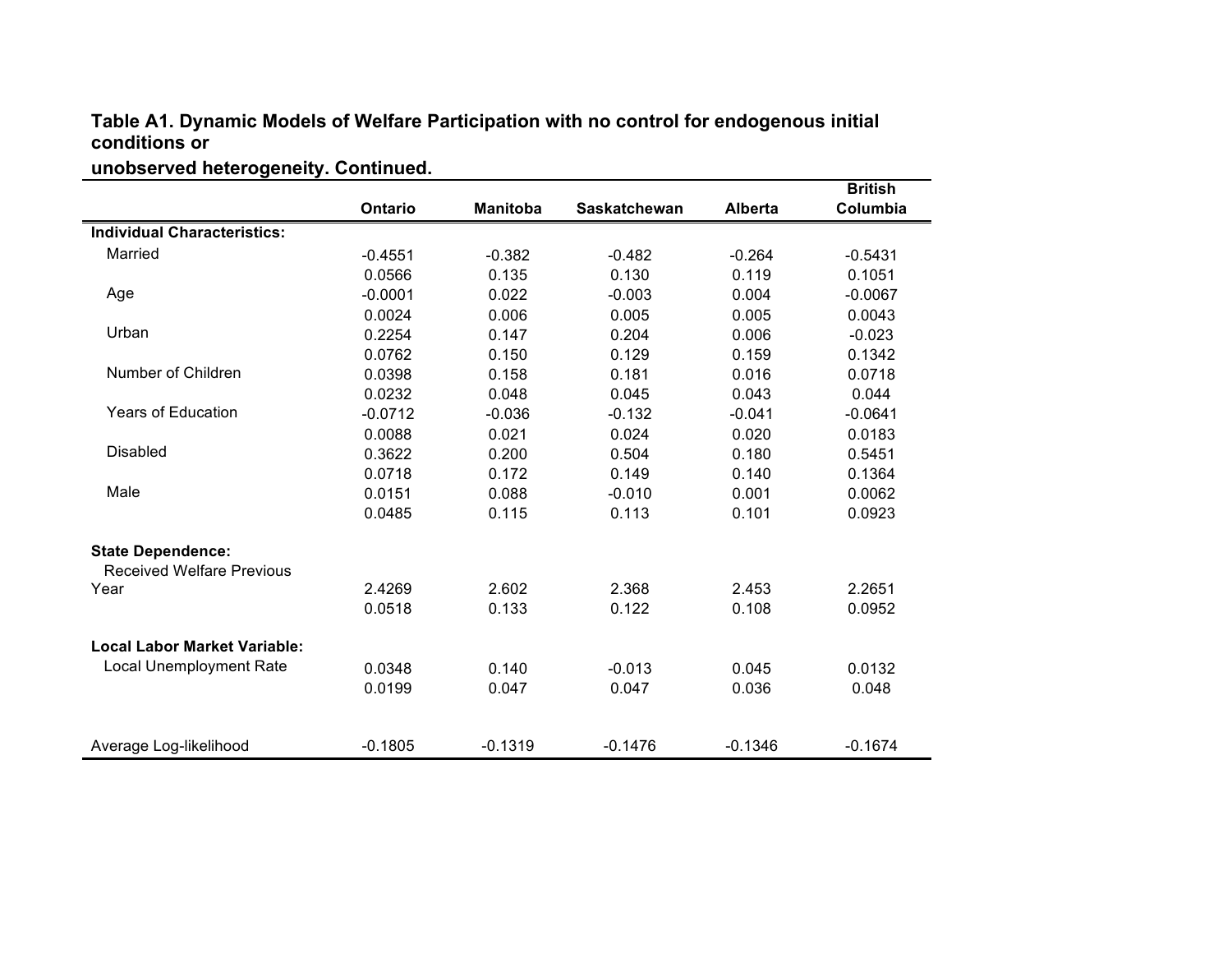**Table A1. Dynamic Models of Welfare Participation with no control for endogenous initial conditions or unobserved heterogeneity. Continued.**

| | Ontario | Manitoba | Saskatchewan | Alberta | British Columbia |
|---|---|---|---|---|---|
| **Individual Characteristics:** | | | | | |
| Married | -0.4551 | -0.382 | -0.482 | -0.264 | -0.5431 |
| | 0.0566 | 0.135 | 0.130 | 0.119 | 0.1051 |
| Age | -0.0001 | 0.022 | -0.003 | 0.004 | -0.0067 |
| | 0.0024 | 0.006 | 0.005 | 0.005 | 0.0043 |
| Urban | 0.2254 | 0.147 | 0.204 | 0.006 | -0.023 |
| | 0.0762 | 0.150 | 0.129 | 0.159 | 0.1342 |
| Number of Children | 0.0398 | 0.158 | 0.181 | 0.016 | 0.0718 |
| | 0.0232 | 0.048 | 0.045 | 0.043 | 0.044 |
| Years of Education | -0.0712 | -0.036 | -0.132 | -0.041 | -0.0641 |
| | 0.0088 | 0.021 | 0.024 | 0.020 | 0.0183 |
| Disabled | 0.3622 | 0.200 | 0.504 | 0.180 | 0.5451 |
| | 0.0718 | 0.172 | 0.149 | 0.140 | 0.1364 |
| Male | 0.0151 | 0.088 | -0.010 | 0.001 | 0.0062 |
| | 0.0485 | 0.115 | 0.113 | 0.101 | 0.0923 |
| **State Dependence:** | | | | | |
| Received Welfare Previous Year | 2.4269 | 2.602 | 2.368 | 2.453 | 2.2651 |
| | 0.0518 | 0.133 | 0.122 | 0.108 | 0.0952 |
| **Local Labor Market Variable:** | | | | | |
| Local Unemployment Rate | 0.0348 | 0.140 | -0.013 | 0.045 | 0.0132 |
| | 0.0199 | 0.047 | 0.047 | 0.036 | 0.048 |
| Average Log-likelihood | -0.1805 | -0.1319 | -0.1476 | -0.1346 | -0.1674 |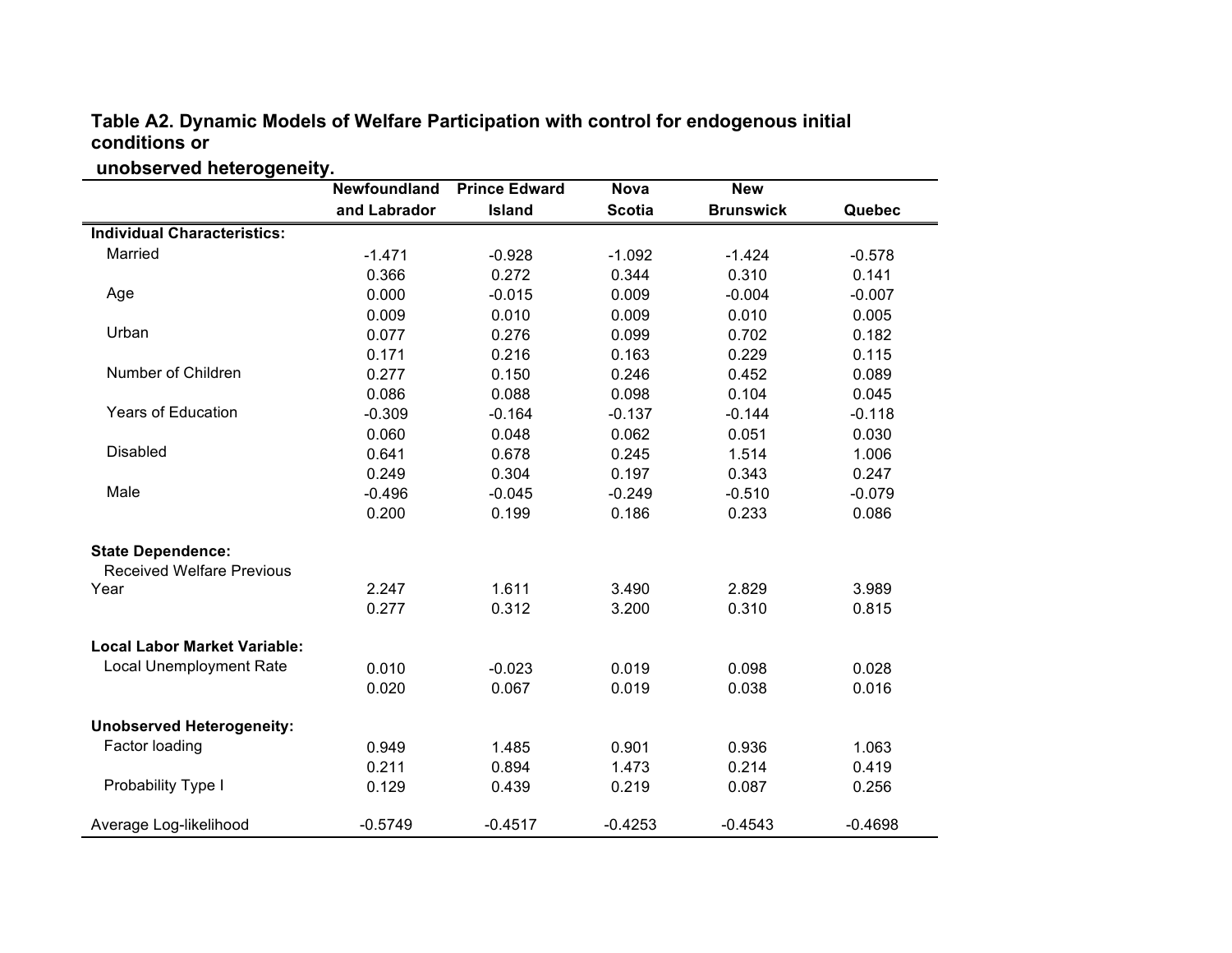**Table A2. Dynamic Models of Welfare Participation with control for endogenous initial conditions or unobserved heterogeneity.**

| | Newfoundland and Labrador | Prince Edward Island | Nova Scotia | New Brunswick | Quebec |
|---|---|---|---|---|---|
| **Individual Characteristics:** | | | | | |
| Married | -1.471 | -0.928 | -1.092 | -1.424 | -0.578 |
| | 0.366 | 0.272 | 0.344 | 0.310 | 0.141 |
| Age | 0.000 | -0.015 | 0.009 | -0.004 | -0.007 |
| | 0.009 | 0.010 | 0.009 | 0.010 | 0.005 |
| Urban | 0.077 | 0.276 | 0.099 | 0.702 | 0.182 |
| | 0.171 | 0.216 | 0.163 | 0.229 | 0.115 |
| Number of Children | 0.277 | 0.150 | 0.246 | 0.452 | 0.089 |
| | 0.086 | 0.088 | 0.098 | 0.104 | 0.045 |
| Years of Education | -0.309 | -0.164 | -0.137 | -0.144 | -0.118 |
| | 0.060 | 0.048 | 0.062 | 0.051 | 0.030 |
| Disabled | 0.641 | 0.678 | 0.245 | 1.514 | 1.006 |
| | 0.249 | 0.304 | 0.197 | 0.343 | 0.247 |
| Male | -0.496 | -0.045 | -0.249 | -0.510 | -0.079 |
| | 0.200 | 0.199 | 0.186 | 0.233 | 0.086 |
| **State Dependence:** | | | | | |
| Received Welfare Previous Year | 2.247 | 1.611 | 3.490 | 2.829 | 3.989 |
| | 0.277 | 0.312 | 3.200 | 0.310 | 0.815 |
| **Local Labor Market Variable:** | | | | | |
| Local Unemployment Rate | 0.010 | -0.023 | 0.019 | 0.098 | 0.028 |
| | 0.020 | 0.067 | 0.019 | 0.038 | 0.016 |
| **Unobserved Heterogeneity:** | | | | | |
| Factor loading | 0.949 | 1.485 | 0.901 | 0.936 | 1.063 |
| | 0.211 | 0.894 | 1.473 | 0.214 | 0.419 |
| Probability Type I | 0.129 | 0.439 | 0.219 | 0.087 | 0.256 |
| Average Log-likelihood | -0.5749 | -0.4517 | -0.4253 | -0.4543 | -0.4698 |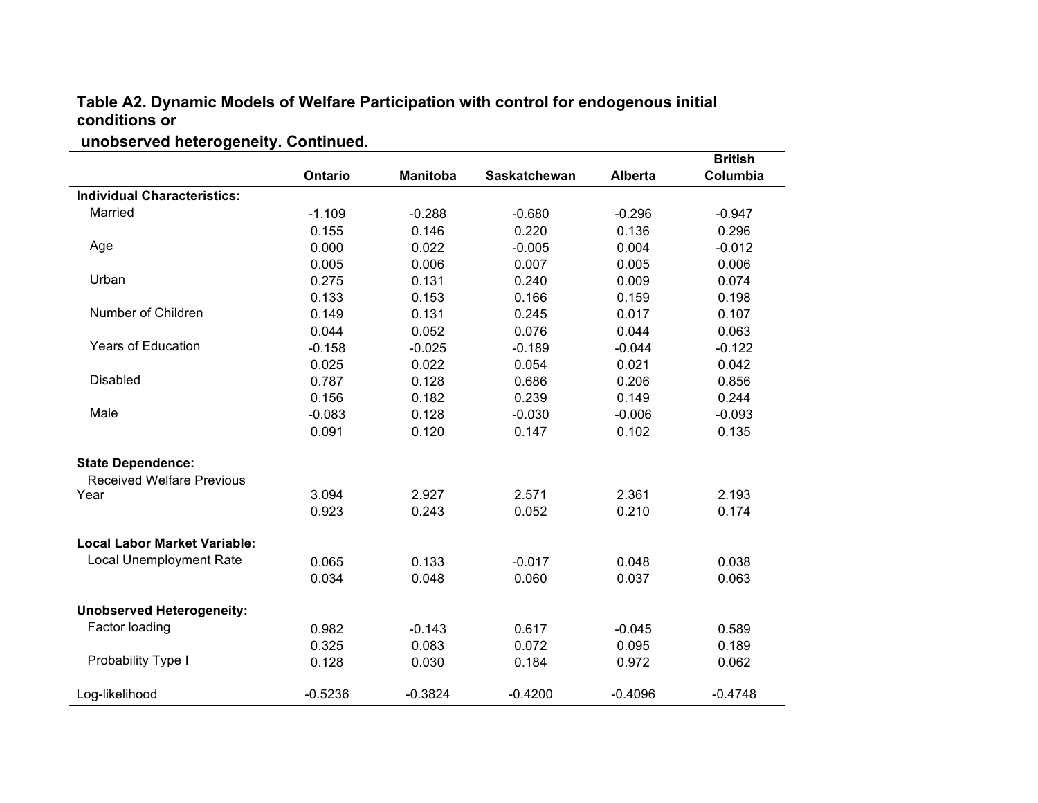**Table A2. Dynamic Models of Welfare Participation with control for endogenous initial conditions or unobserved heterogeneity. Continued.**

| | Ontario | Manitoba | Saskatchewan | Alberta | British Columbia |
|---|---|---|---|---|---|
| **Individual Characteristics:** | | | | | |
| Married | -1.109 | -0.288 | -0.680 | -0.296 | -0.947 |
| | 0.155 | 0.146 | 0.220 | 0.136 | 0.296 |
| Age | 0.000 | 0.022 | -0.005 | 0.004 | -0.012 |
| | 0.005 | 0.006 | 0.007 | 0.005 | 0.006 |
| Urban | 0.275 | 0.131 | 0.240 | 0.009 | 0.074 |
| | 0.133 | 0.153 | 0.166 | 0.159 | 0.198 |
| Number of Children | 0.149 | 0.131 | 0.245 | 0.017 | 0.107 |
| | 0.044 | 0.052 | 0.076 | 0.044 | 0.063 |
| Years of Education | -0.158 | -0.025 | -0.189 | -0.044 | -0.122 |
| | 0.025 | 0.022 | 0.054 | 0.021 | 0.042 |
| Disabled | 0.787 | 0.128 | 0.686 | 0.206 | 0.856 |
| | 0.156 | 0.182 | 0.239 | 0.149 | 0.244 |
| Male | -0.083 | 0.128 | -0.030 | -0.006 | -0.093 |
| | 0.091 | 0.120 | 0.147 | 0.102 | 0.135 |
| **State Dependence:** | | | | | |
| Received Welfare Previous Year | 3.094 | 2.927 | 2.571 | 2.361 | 2.193 |
| | 0.923 | 0.243 | 0.052 | 0.210 | 0.174 |
| **Local Labor Market Variable:** | | | | | |
| Local Unemployment Rate | 0.065 | 0.133 | -0.017 | 0.048 | 0.038 |
| | 0.034 | 0.048 | 0.060 | 0.037 | 0.063 |
| **Unobserved Heterogeneity:** | | | | | |
| Factor loading | 0.982 | -0.143 | 0.617 | -0.045 | 0.589 |
| | 0.325 | 0.083 | 0.072 | 0.095 | 0.189 |
| Probability Type I | 0.128 | 0.030 | 0.184 | 0.972 | 0.062 |
| Log-likelihood | -0.5236 | -0.3824 | -0.4200 | -0.4096 | -0.4748 |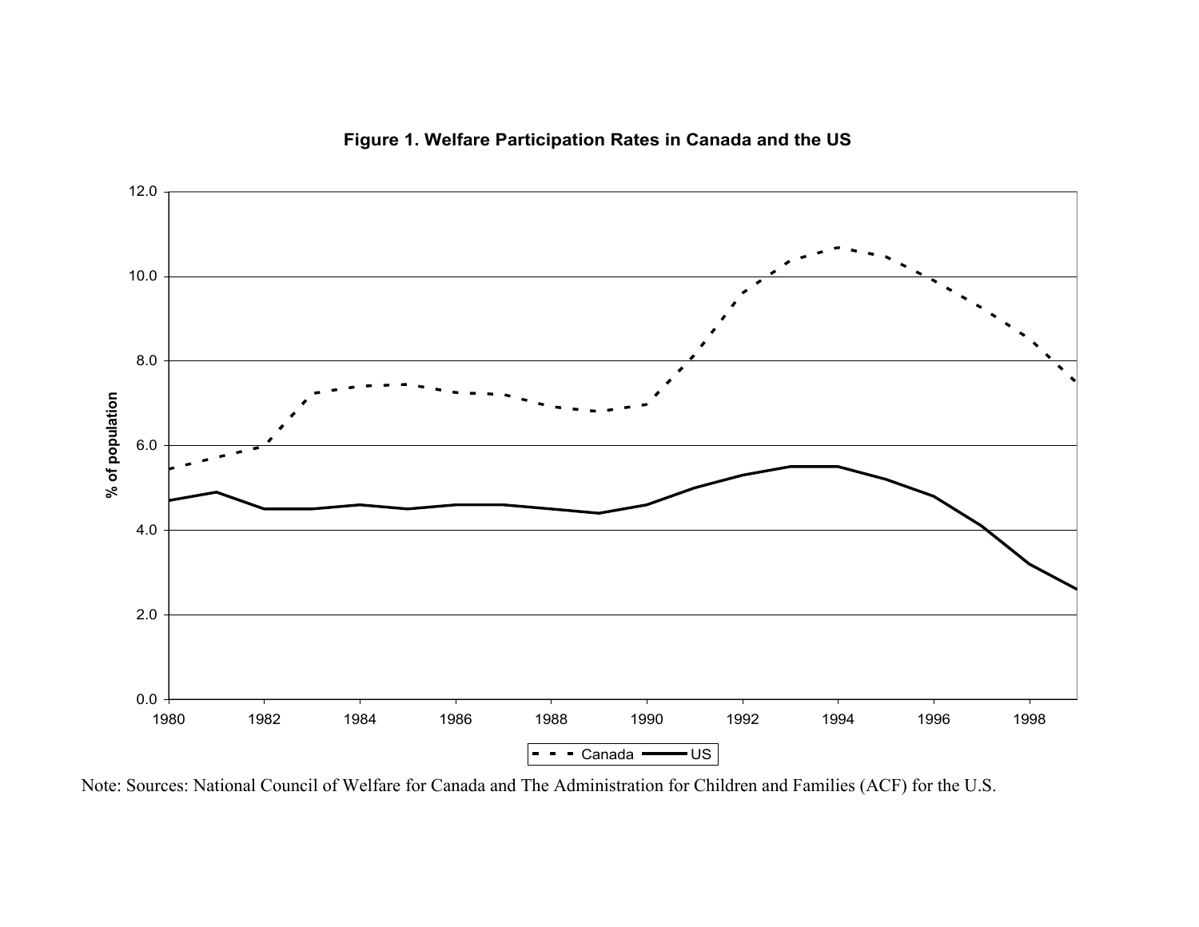**Figure 1. Welfare Participation Rates in Canada and the US**

% of population

12.0
10.0
8.0
6.0
4.0
2.0
0.0

1980 1982 1984 1986 1988 1990 1992 1994 1996 1998

Canada US

Note: Sources: National Council of Welfare for Canada and The Administration for Children and Families (ACF) for the U.S.